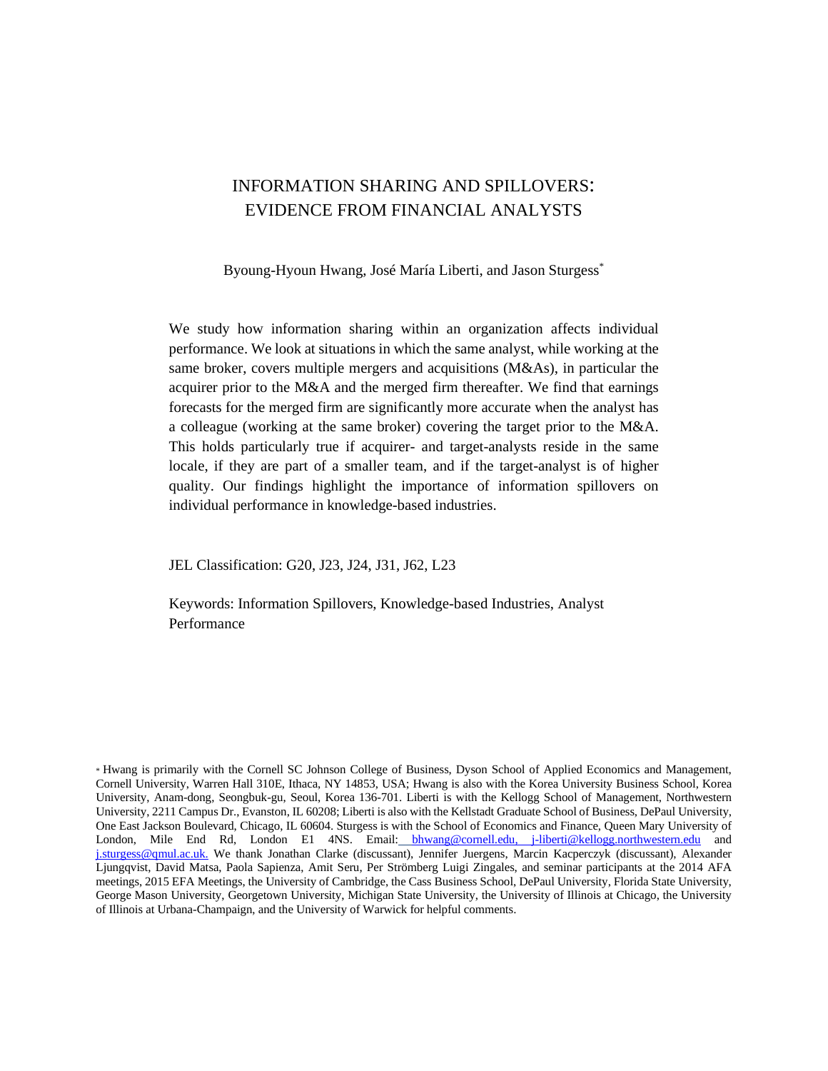# INFORMATION SHARING AND SPILLOVERS: EVIDENCE FROM FINANCIAL ANALYSTS

Byoung-Hyoun Hwang, José María Liberti, and Jason Sturgess[*]

We study how information sharing within an organization affects individual performance. We look at situations in which the same analyst, while working at the same broker, covers multiple mergers and acquisitions (M&As), in particular the acquirer prior to the M&A and the merged firm thereafter. We find that earnings forecasts for the merged firm are significantly more accurate when the analyst has a colleague (working at the same broker) covering the target prior to the M&A. This holds particularly true if acquirer- and target-analysts reside in the same locale, if they are part of a smaller team, and if the target-analyst is of higher quality. Our findings highlight the importance of information spillovers on individual performance in knowledge-based industries.

JEL Classification: G20, J23, J24, J31, J62, L23

Keywords: Information Spillovers, Knowledge-based Industries, Analyst Performance

[*] Hwang is primarily with the Cornell SC Johnson College of Business, Dyson School of Applied Economics and Management, Cornell University, Warren Hall 310E, Ithaca, NY 14853, USA; Hwang is also with the Korea University Business School, Korea University, Anam-dong, Seongbuk-gu, Seoul, Korea 136-701. Liberti is with the Kellogg School of Management, Northwestern University, 2211 Campus Dr., Evanston, IL 60208; Liberti is also with the Kellstadt Graduate School of Business, DePaul University, One East Jackson Boulevard, Chicago, IL 60604. Sturgess is with the School of Economics and Finance, Queen Mary University of London, Mile End Rd, London E1 4NS. Email: bhwang@cornell.edu, j-liberti@kellogg.northwestern.edu and j.sturgess@qmul.ac.uk. We thank Jonathan Clarke (discussant), Jennifer Juergens, Marcin Kacperczyk (discussant), Alexander Ljungqvist, David Matsa, Paola Sapienza, Amit Seru, Per Strömberg Luigi Zingales, and seminar participants at the 2014 AFA meetings, 2015 EFA Meetings, the University of Cambridge, the Cass Business School, DePaul University, Florida State University, George Mason University, Georgetown University, Michigan State University, the University of Illinois at Chicago, the University of Illinois at Urbana-Champaign, and the University of Warwick for helpful comments.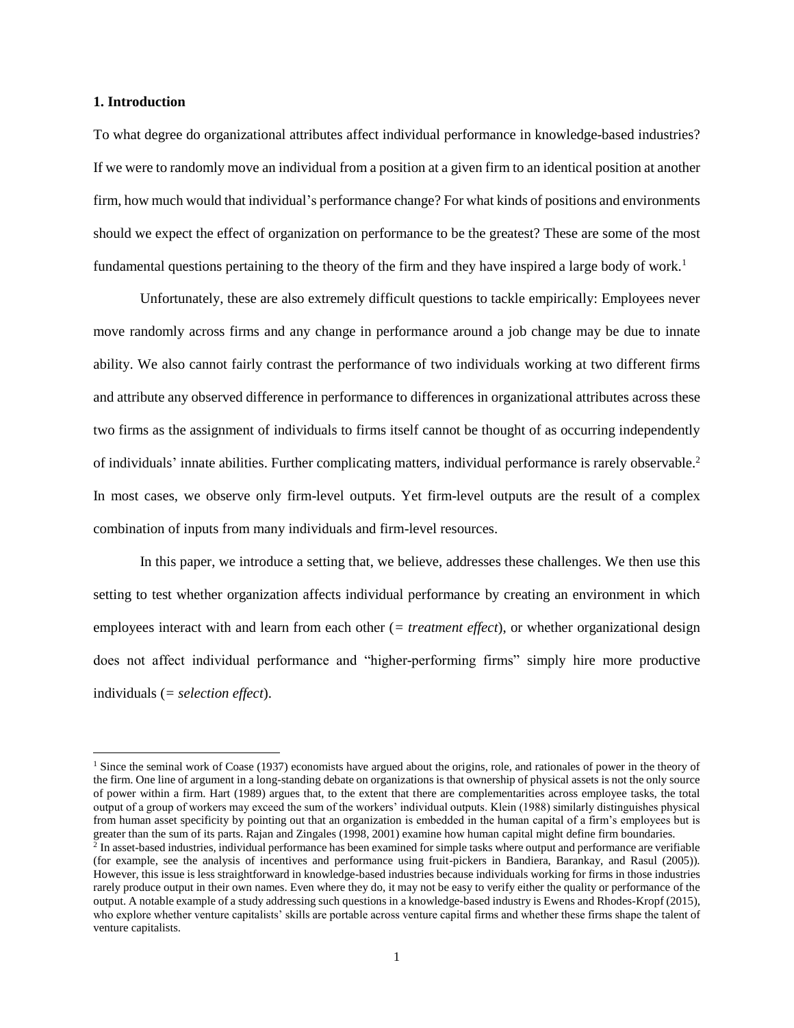## 1. Introduction

To what degree do organizational attributes affect individual performance in knowledge-based industries? If we were to randomly move an individual from a position at a given firm to an identical position at another firm, how much would that individual's performance change? For what kinds of positions and environments should we expect the effect of organization on performance to be the greatest? These are some of the most fundamental questions pertaining to the theory of the firm and they have inspired a large body of work.[1]

Unfortunately, these are also extremely difficult questions to tackle empirically: Employees never move randomly across firms and any change in performance around a job change may be due to innate ability. We also cannot fairly contrast the performance of two individuals working at two different firms and attribute any observed difference in performance to differences in organizational attributes across these two firms as the assignment of individuals to firms itself cannot be thought of as occurring independently of individuals' innate abilities. Further complicating matters, individual performance is rarely observable.[2] In most cases, we observe only firm-level outputs. Yet firm-level outputs are the result of a complex combination of inputs from many individuals and firm-level resources.

In this paper, we introduce a setting that, we believe, addresses these challenges. We then use this setting to test whether organization affects individual performance by creating an environment in which employees interact with and learn from each other (= *treatment effect*), or whether organizational design does not affect individual performance and "higher-performing firms" simply hire more productive individuals (= *selection effect*).

[1] Since the seminal work of Coase (1937) economists have argued about the origins, role, and rationales of power in the theory of the firm. One line of argument in a long-standing debate on organizations is that ownership of physical assets is not the only source of power within a firm. Hart (1989) argues that, to the extent that there are complementarities across employee tasks, the total output of a group of workers may exceed the sum of the workers' individual outputs. Klein (1988) similarly distinguishes physical from human asset specificity by pointing out that an organization is embedded in the human capital of a firm's employees but is greater than the sum of its parts. Rajan and Zingales (1998, 2001) examine how human capital might define firm boundaries.

[2] In asset-based industries, individual performance has been examined for simple tasks where output and performance are verifiable (for example, see the analysis of incentives and performance using fruit-pickers in Bandiera, Barankay, and Rasul (2005)). However, this issue is less straightforward in knowledge-based industries because individuals working for firms in those industries rarely produce output in their own names. Even where they do, it may not be easy to verify either the quality or performance of the output. A notable example of a study addressing such questions in a knowledge-based industry is Ewens and Rhodes-Kropf (2015), who explore whether venture capitalists' skills are portable across venture capital firms and whether these firms shape the talent of venture capitalists.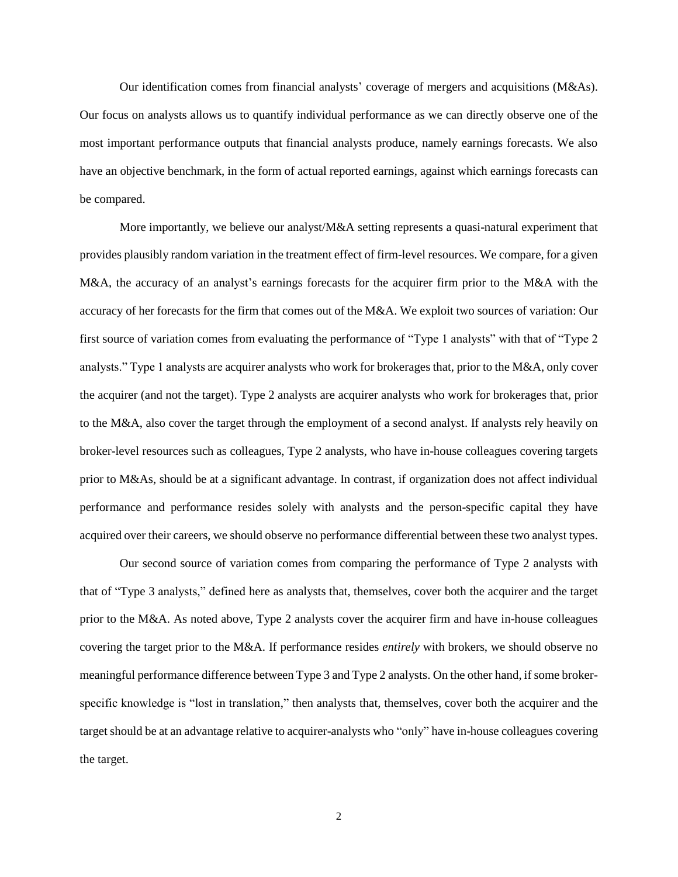Our identification comes from financial analysts' coverage of mergers and acquisitions (M&As). Our focus on analysts allows us to quantify individual performance as we can directly observe one of the most important performance outputs that financial analysts produce, namely earnings forecasts. We also have an objective benchmark, in the form of actual reported earnings, against which earnings forecasts can be compared.

More importantly, we believe our analyst/M&A setting represents a quasi-natural experiment that provides plausibly random variation in the treatment effect of firm-level resources. We compare, for a given M&A, the accuracy of an analyst's earnings forecasts for the acquirer firm prior to the M&A with the accuracy of her forecasts for the firm that comes out of the M&A. We exploit two sources of variation: Our first source of variation comes from evaluating the performance of "Type 1 analysts" with that of "Type 2 analysts." Type 1 analysts are acquirer analysts who work for brokerages that, prior to the M&A, only cover the acquirer (and not the target). Type 2 analysts are acquirer analysts who work for brokerages that, prior to the M&A, also cover the target through the employment of a second analyst. If analysts rely heavily on broker-level resources such as colleagues, Type 2 analysts, who have in-house colleagues covering targets prior to M&As, should be at a significant advantage. In contrast, if organization does not affect individual performance and performance resides solely with analysts and the person-specific capital they have acquired over their careers, we should observe no performance differential between these two analyst types.

Our second source of variation comes from comparing the performance of Type 2 analysts with that of "Type 3 analysts," defined here as analysts that, themselves, cover both the acquirer and the target prior to the M&A. As noted above, Type 2 analysts cover the acquirer firm and have in-house colleagues covering the target prior to the M&A. If performance resides *entirely* with brokers, we should observe no meaningful performance difference between Type 3 and Type 2 analysts. On the other hand, if some broker-specific knowledge is "lost in translation," then analysts that, themselves, cover both the acquirer and the target should be at an advantage relative to acquirer-analysts who "only" have in-house colleagues covering the target.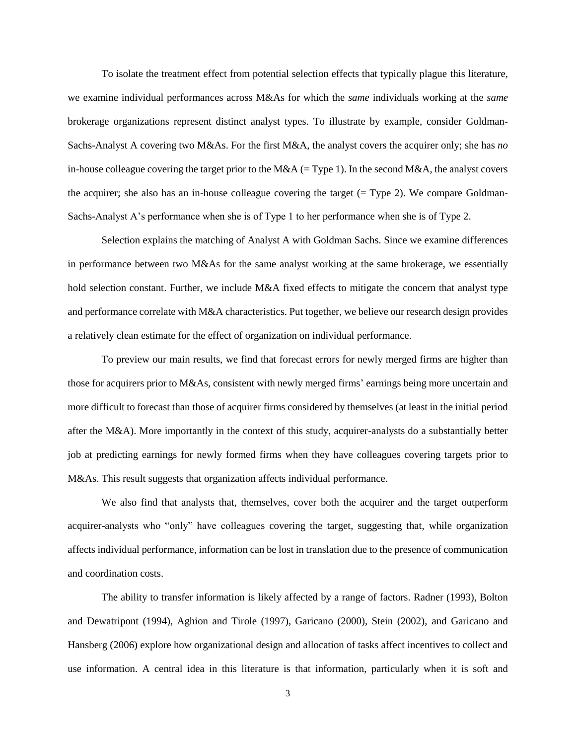To isolate the treatment effect from potential selection effects that typically plague this literature, we examine individual performances across M&As for which the *same* individuals working at the *same* brokerage organizations represent distinct analyst types. To illustrate by example, consider Goldman-Sachs-Analyst A covering two M&As. For the first M&A, the analyst covers the acquirer only; she has *no* in-house colleague covering the target prior to the M&A (= Type 1). In the second M&A, the analyst covers the acquirer; she also has an in-house colleague covering the target (= Type 2). We compare Goldman-Sachs-Analyst A's performance when she is of Type 1 to her performance when she is of Type 2.

Selection explains the matching of Analyst A with Goldman Sachs. Since we examine differences in performance between two M&As for the same analyst working at the same brokerage, we essentially hold selection constant. Further, we include M&A fixed effects to mitigate the concern that analyst type and performance correlate with M&A characteristics. Put together, we believe our research design provides a relatively clean estimate for the effect of organization on individual performance.

To preview our main results, we find that forecast errors for newly merged firms are higher than those for acquirers prior to M&As, consistent with newly merged firms' earnings being more uncertain and more difficult to forecast than those of acquirer firms considered by themselves (at least in the initial period after the M&A). More importantly in the context of this study, acquirer-analysts do a substantially better job at predicting earnings for newly formed firms when they have colleagues covering targets prior to M&As. This result suggests that organization affects individual performance.

We also find that analysts that, themselves, cover both the acquirer and the target outperform acquirer-analysts who "only" have colleagues covering the target, suggesting that, while organization affects individual performance, information can be lost in translation due to the presence of communication and coordination costs.

The ability to transfer information is likely affected by a range of factors. Radner (1993), Bolton and Dewatripont (1994), Aghion and Tirole (1997), Garicano (2000), Stein (2002), and Garicano and Hansberg (2006) explore how organizational design and allocation of tasks affect incentives to collect and use information. A central idea in this literature is that information, particularly when it is soft and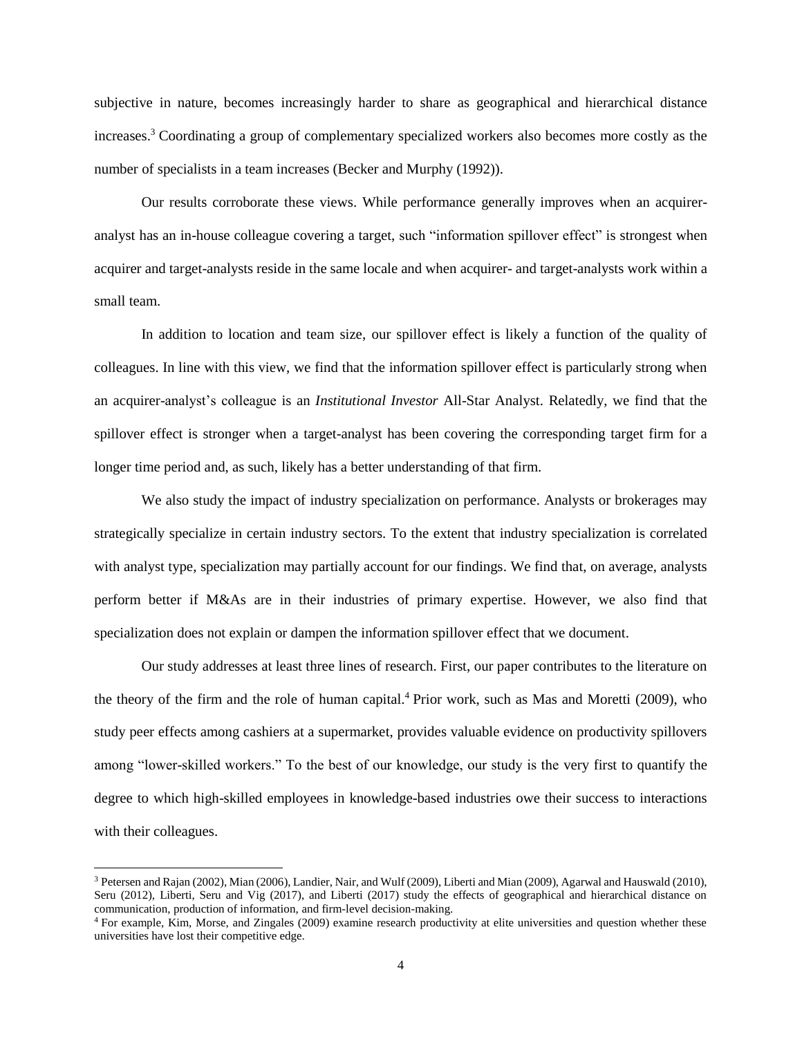subjective in nature, becomes increasingly harder to share as geographical and hierarchical distance increases.[3] Coordinating a group of complementary specialized workers also becomes more costly as the number of specialists in a team increases (Becker and Murphy (1992)).

Our results corroborate these views. While performance generally improves when an acquirer-analyst has an in-house colleague covering a target, such "information spillover effect" is strongest when acquirer and target-analysts reside in the same locale and when acquirer- and target-analysts work within a small team.

In addition to location and team size, our spillover effect is likely a function of the quality of colleagues. In line with this view, we find that the information spillover effect is particularly strong when an acquirer-analyst's colleague is an *Institutional Investor* All-Star Analyst. Relatedly, we find that the spillover effect is stronger when a target-analyst has been covering the corresponding target firm for a longer time period and, as such, likely has a better understanding of that firm.

We also study the impact of industry specialization on performance. Analysts or brokerages may strategically specialize in certain industry sectors. To the extent that industry specialization is correlated with analyst type, specialization may partially account for our findings. We find that, on average, analysts perform better if M&As are in their industries of primary expertise. However, we also find that specialization does not explain or dampen the information spillover effect that we document.

Our study addresses at least three lines of research. First, our paper contributes to the literature on the theory of the firm and the role of human capital.[4] Prior work, such as Mas and Moretti (2009), who study peer effects among cashiers at a supermarket, provides valuable evidence on productivity spillovers among "lower-skilled workers." To the best of our knowledge, our study is the very first to quantify the degree to which high-skilled employees in knowledge-based industries owe their success to interactions with their colleagues.

---

[3] Petersen and Rajan (2002), Mian (2006), Landier, Nair, and Wulf (2009), Liberti and Mian (2009), Agarwal and Hauswald (2010), Seru (2012), Liberti, Seru and Vig (2017), and Liberti (2017) study the effects of geographical and hierarchical distance on communication, production of information, and firm-level decision-making.

[4] For example, Kim, Morse, and Zingales (2009) examine research productivity at elite universities and question whether these universities have lost their competitive edge.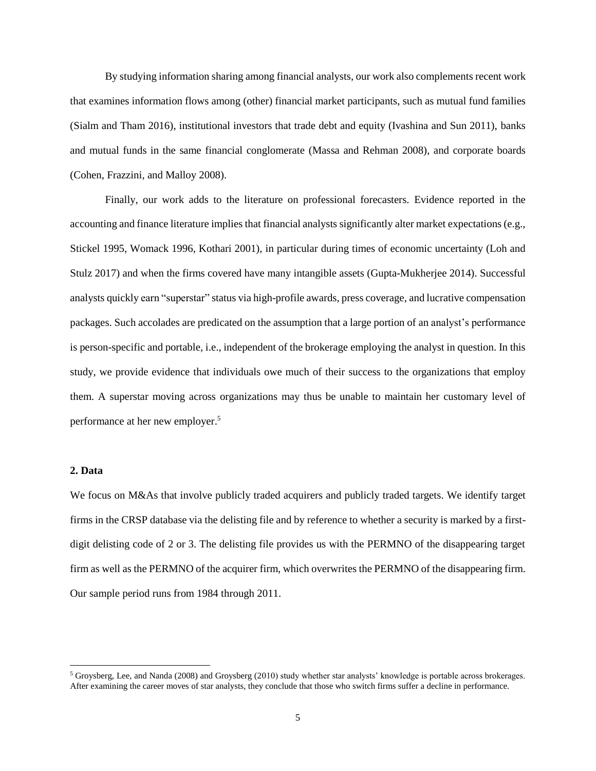By studying information sharing among financial analysts, our work also complements recent work that examines information flows among (other) financial market participants, such as mutual fund families (Sialm and Tham 2016), institutional investors that trade debt and equity (Ivashina and Sun 2011), banks and mutual funds in the same financial conglomerate (Massa and Rehman 2008), and corporate boards (Cohen, Frazzini, and Malloy 2008).

Finally, our work adds to the literature on professional forecasters. Evidence reported in the accounting and finance literature implies that financial analysts significantly alter market expectations (e.g., Stickel 1995, Womack 1996, Kothari 2001), in particular during times of economic uncertainty (Loh and Stulz 2017) and when the firms covered have many intangible assets (Gupta-Mukherjee 2014). Successful analysts quickly earn "superstar" status via high-profile awards, press coverage, and lucrative compensation packages. Such accolades are predicated on the assumption that a large portion of an analyst's performance is person-specific and portable, i.e., independent of the brokerage employing the analyst in question. In this study, we provide evidence that individuals owe much of their success to the organizations that employ them. A superstar moving across organizations may thus be unable to maintain her customary level of performance at her new employer.[5]

## 2. Data

We focus on M&As that involve publicly traded acquirers and publicly traded targets. We identify target firms in the CRSP database via the delisting file and by reference to whether a security is marked by a first-digit delisting code of 2 or 3. The delisting file provides us with the PERMNO of the disappearing target firm as well as the PERMNO of the acquirer firm, which overwrites the PERMNO of the disappearing firm. Our sample period runs from 1984 through 2011.

[5] Groysberg, Lee, and Nanda (2008) and Groysberg (2010) study whether star analysts' knowledge is portable across brokerages. After examining the career moves of star analysts, they conclude that those who switch firms suffer a decline in performance.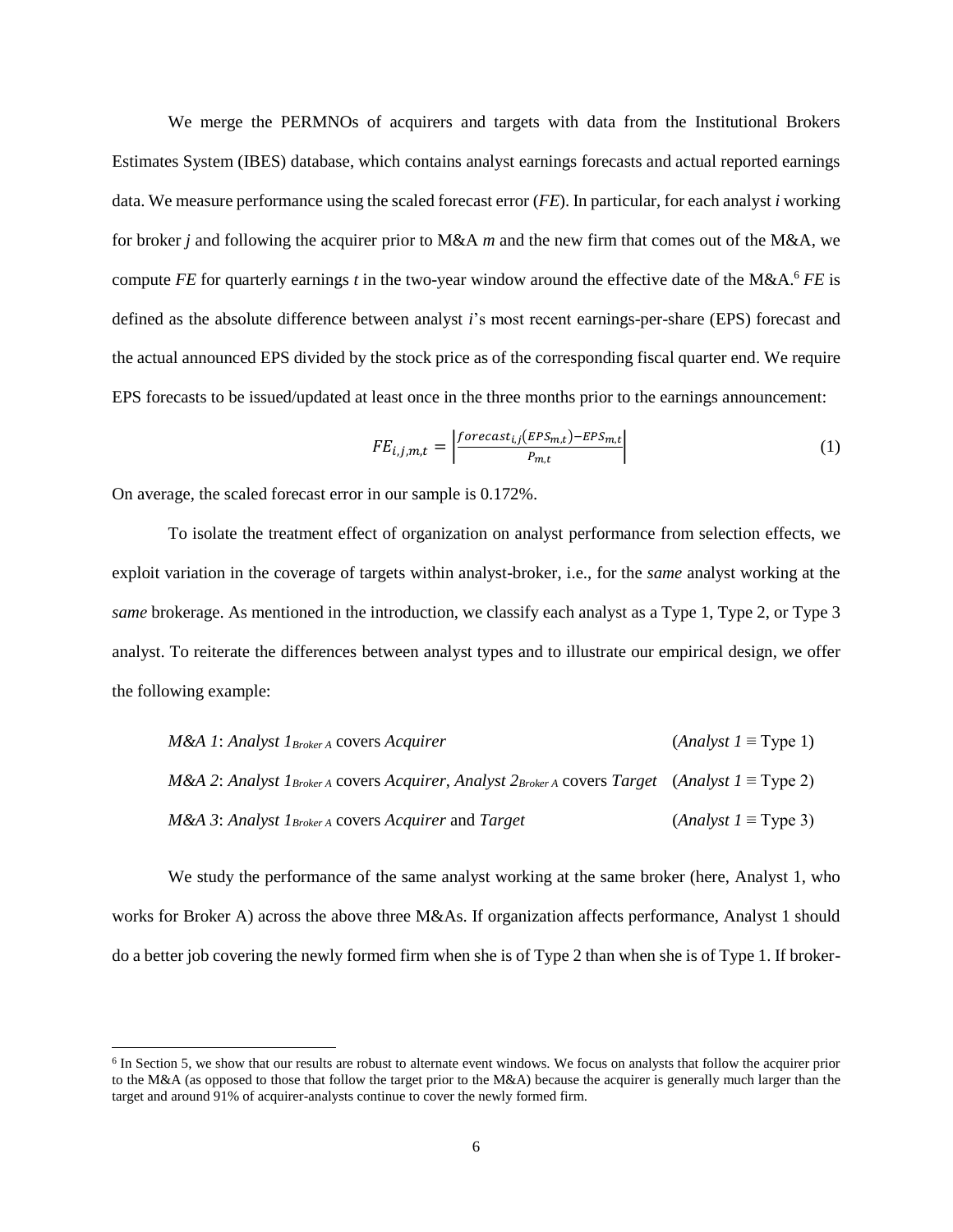We merge the PERMNOs of acquirers and targets with data from the Institutional Brokers Estimates System (IBES) database, which contains analyst earnings forecasts and actual reported earnings data. We measure performance using the scaled forecast error (*FE*). In particular, for each analyst *i* working for broker *j* and following the acquirer prior to M&A *m* and the new firm that comes out of the M&A, we compute *FE* for quarterly earnings *t* in the two-year window around the effective date of the M&A.[6] *FE* is defined as the absolute difference between analyst *i*'s most recent earnings-per-share (EPS) forecast and the actual announced EPS divided by the stock price as of the corresponding fiscal quarter end. We require EPS forecasts to be issued/updated at least once in the three months prior to the earnings announcement:

$$FE_{i,j,m,t} = \left| \frac{forecast_{i,j}(EPS_{m,t}) - EPS_{m,t}}{P_{m,t}} \right| \tag{1}$$

On average, the scaled forecast error in our sample is 0.172%.

To isolate the treatment effect of organization on analyst performance from selection effects, we exploit variation in the coverage of targets within analyst-broker, i.e., for the *same* analyst working at the *same* brokerage. As mentioned in the introduction, we classify each analyst as a Type 1, Type 2, or Type 3 analyst. To reiterate the differences between analyst types and to illustrate our empirical design, we offer the following example:

*M&A 1*: *Analyst 1*$_{\textit{Broker A}}$ covers *Acquirer* (*Analyst 1* ≡ Type 1)

*M&A 2*: *Analyst 1*$_{\textit{Broker A}}$ covers *Acquirer*, *Analyst 2*$_{\textit{Broker A}}$ covers *Target* (*Analyst 1* ≡ Type 2)

*M&A 3*: *Analyst 1*$_{\textit{Broker A}}$ covers *Acquirer* and *Target* (*Analyst 1* ≡ Type 3)

We study the performance of the same analyst working at the same broker (here, Analyst 1, who works for Broker A) across the above three M&As. If organization affects performance, Analyst 1 should do a better job covering the newly formed firm when she is of Type 2 than when she is of Type 1. If broker-

[6] In Section 5, we show that our results are robust to alternate event windows. We focus on analysts that follow the acquirer prior to the M&A (as opposed to those that follow the target prior to the M&A) because the acquirer is generally much larger than the target and around 91% of acquirer-analysts continue to cover the newly formed firm.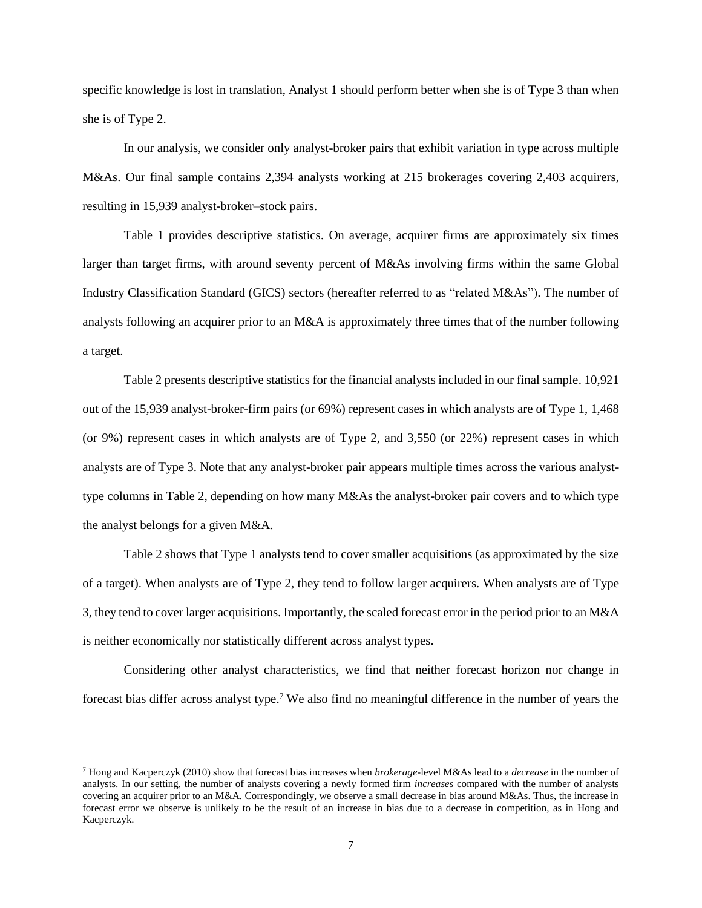specific knowledge is lost in translation, Analyst 1 should perform better when she is of Type 3 than when she is of Type 2.

In our analysis, we consider only analyst-broker pairs that exhibit variation in type across multiple M&As. Our final sample contains 2,394 analysts working at 215 brokerages covering 2,403 acquirers, resulting in 15,939 analyst-broker–stock pairs.

Table 1 provides descriptive statistics. On average, acquirer firms are approximately six times larger than target firms, with around seventy percent of M&As involving firms within the same Global Industry Classification Standard (GICS) sectors (hereafter referred to as "related M&As"). The number of analysts following an acquirer prior to an M&A is approximately three times that of the number following a target.

Table 2 presents descriptive statistics for the financial analysts included in our final sample. 10,921 out of the 15,939 analyst-broker-firm pairs (or 69%) represent cases in which analysts are of Type 1, 1,468 (or 9%) represent cases in which analysts are of Type 2, and 3,550 (or 22%) represent cases in which analysts are of Type 3. Note that any analyst-broker pair appears multiple times across the various analyst-type columns in Table 2, depending on how many M&As the analyst-broker pair covers and to which type the analyst belongs for a given M&A.

Table 2 shows that Type 1 analysts tend to cover smaller acquisitions (as approximated by the size of a target). When analysts are of Type 2, they tend to follow larger acquirers. When analysts are of Type 3, they tend to cover larger acquisitions. Importantly, the scaled forecast error in the period prior to an M&A is neither economically nor statistically different across analyst types.

Considering other analyst characteristics, we find that neither forecast horizon nor change in forecast bias differ across analyst type.[7] We also find no meaningful difference in the number of years the

---

[7] Hong and Kacperczyk (2010) show that forecast bias increases when *brokerage*-level M&As lead to a *decrease* in the number of analysts. In our setting, the number of analysts covering a newly formed firm *increases* compared with the number of analysts covering an acquirer prior to an M&A. Correspondingly, we observe a small decrease in bias around M&As. Thus, the increase in forecast error we observe is unlikely to be the result of an increase in bias due to a decrease in competition, as in Hong and Kacperczyk.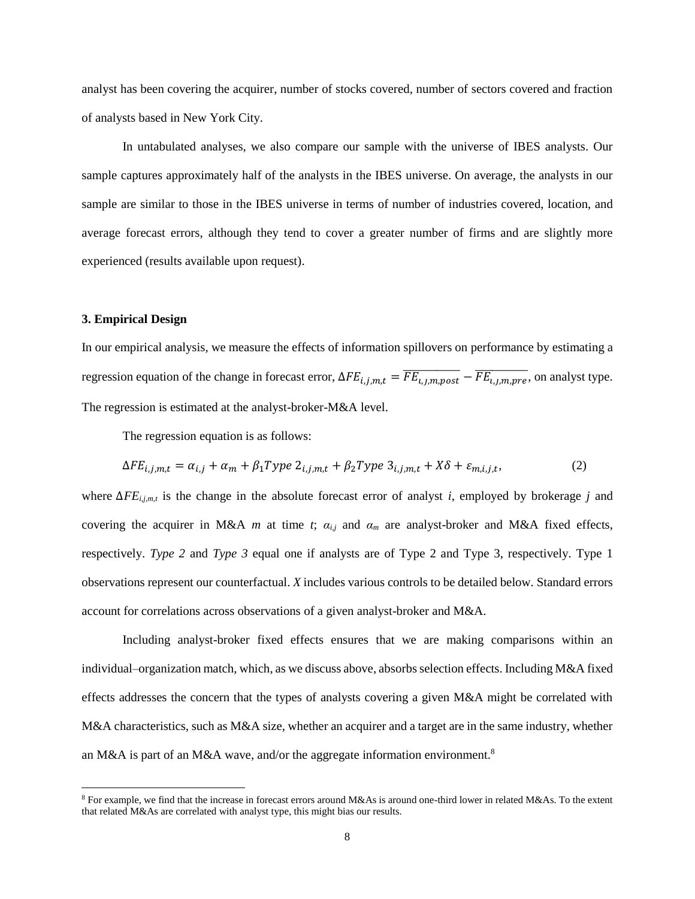analyst has been covering the acquirer, number of stocks covered, number of sectors covered and fraction of analysts based in New York City.

In untabulated analyses, we also compare our sample with the universe of IBES analysts. Our sample captures approximately half of the analysts in the IBES universe. On average, the analysts in our sample are similar to those in the IBES universe in terms of number of industries covered, location, and average forecast errors, although they tend to cover a greater number of firms and are slightly more experienced (results available upon request).

### 3. Empirical Design

In our empirical analysis, we measure the effects of information spillovers on performance by estimating a regression equation of the change in forecast error, $\Delta FE_{i,j,m,t} = \overline{FE_{i,j,m,post}} - \overline{FE_{i,j,m,pre}}$, on analyst type. The regression is estimated at the analyst-broker-M&A level.

The regression equation is as follows:

$$\Delta FE_{i,j,m,t} = \alpha_{i,j} + \alpha_m + \beta_1 Type\ 2_{i,j,m,t} + \beta_2 Type\ 3_{i,j,m,t} + X\delta + \varepsilon_{m,i,j,t}, \tag{2}$$

where $\Delta FE_{i,j,m,t}$ is the change in the absolute forecast error of analyst *i*, employed by brokerage *j* and covering the acquirer in M&A *m* at time *t*; $\alpha_{i,j}$ and $\alpha_m$ are analyst-broker and M&A fixed effects, respectively. *Type 2* and *Type 3* equal one if analysts are of Type 2 and Type 3, respectively. Type 1 observations represent our counterfactual. *X* includes various controls to be detailed below. Standard errors account for correlations across observations of a given analyst-broker and M&A.

Including analyst-broker fixed effects ensures that we are making comparisons within an individual–organization match, which, as we discuss above, absorbs selection effects. Including M&A fixed effects addresses the concern that the types of analysts covering a given M&A might be correlated with M&A characteristics, such as M&A size, whether an acquirer and a target are in the same industry, whether an M&A is part of an M&A wave, and/or the aggregate information environment.[8]

[8] For example, we find that the increase in forecast errors around M&As is around one-third lower in related M&As. To the extent that related M&As are correlated with analyst type, this might bias our results.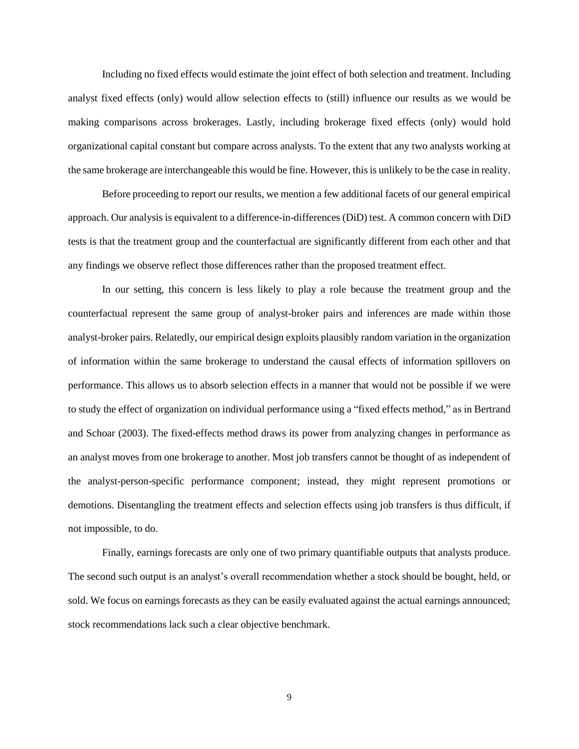Including no fixed effects would estimate the joint effect of both selection and treatment. Including analyst fixed effects (only) would allow selection effects to (still) influence our results as we would be making comparisons across brokerages. Lastly, including brokerage fixed effects (only) would hold organizational capital constant but compare across analysts. To the extent that any two analysts working at the same brokerage are interchangeable this would be fine. However, this is unlikely to be the case in reality.

Before proceeding to report our results, we mention a few additional facets of our general empirical approach. Our analysis is equivalent to a difference-in-differences (DiD) test. A common concern with DiD tests is that the treatment group and the counterfactual are significantly different from each other and that any findings we observe reflect those differences rather than the proposed treatment effect.

In our setting, this concern is less likely to play a role because the treatment group and the counterfactual represent the same group of analyst-broker pairs and inferences are made within those analyst-broker pairs. Relatedly, our empirical design exploits plausibly random variation in the organization of information within the same brokerage to understand the causal effects of information spillovers on performance. This allows us to absorb selection effects in a manner that would not be possible if we were to study the effect of organization on individual performance using a "fixed effects method," as in Bertrand and Schoar (2003). The fixed-effects method draws its power from analyzing changes in performance as an analyst moves from one brokerage to another. Most job transfers cannot be thought of as independent of the analyst-person-specific performance component; instead, they might represent promotions or demotions. Disentangling the treatment effects and selection effects using job transfers is thus difficult, if not impossible, to do.

Finally, earnings forecasts are only one of two primary quantifiable outputs that analysts produce. The second such output is an analyst's overall recommendation whether a stock should be bought, held, or sold. We focus on earnings forecasts as they can be easily evaluated against the actual earnings announced; stock recommendations lack such a clear objective benchmark.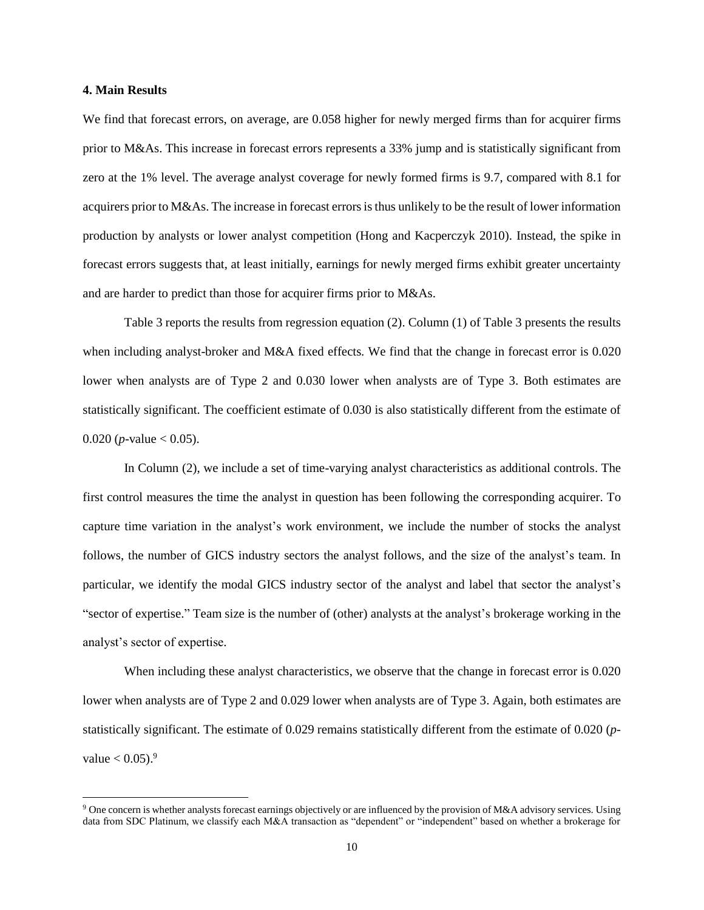### 4. Main Results

We find that forecast errors, on average, are 0.058 higher for newly merged firms than for acquirer firms prior to M&As. This increase in forecast errors represents a 33% jump and is statistically significant from zero at the 1% level. The average analyst coverage for newly formed firms is 9.7, compared with 8.1 for acquirers prior to M&As. The increase in forecast errors is thus unlikely to be the result of lower information production by analysts or lower analyst competition (Hong and Kacperczyk 2010). Instead, the spike in forecast errors suggests that, at least initially, earnings for newly merged firms exhibit greater uncertainty and are harder to predict than those for acquirer firms prior to M&As.

Table 3 reports the results from regression equation (2). Column (1) of Table 3 presents the results when including analyst-broker and M&A fixed effects. We find that the change in forecast error is 0.020 lower when analysts are of Type 2 and 0.030 lower when analysts are of Type 3. Both estimates are statistically significant. The coefficient estimate of 0.030 is also statistically different from the estimate of 0.020 ($p$-value $< 0.05$).

In Column (2), we include a set of time-varying analyst characteristics as additional controls. The first control measures the time the analyst in question has been following the corresponding acquirer. To capture time variation in the analyst's work environment, we include the number of stocks the analyst follows, the number of GICS industry sectors the analyst follows, and the size of the analyst's team. In particular, we identify the modal GICS industry sector of the analyst and label that sector the analyst's "sector of expertise." Team size is the number of (other) analysts at the analyst's brokerage working in the analyst's sector of expertise.

When including these analyst characteristics, we observe that the change in forecast error is 0.020 lower when analysts are of Type 2 and 0.029 lower when analysts are of Type 3. Again, both estimates are statistically significant. The estimate of 0.029 remains statistically different from the estimate of 0.020 ($p$-value $< 0.05$).[9]

[9] One concern is whether analysts forecast earnings objectively or are influenced by the provision of M&A advisory services. Using data from SDC Platinum, we classify each M&A transaction as "dependent" or "independent" based on whether a brokerage for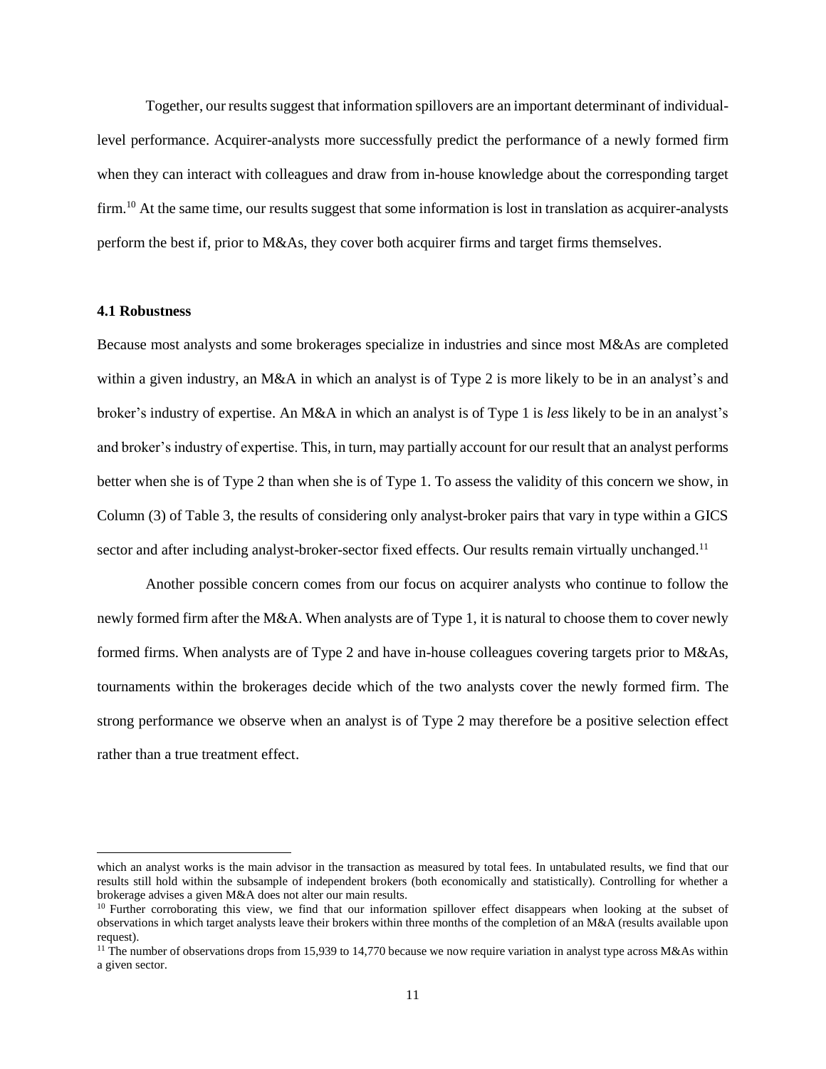Together, our results suggest that information spillovers are an important determinant of individual-level performance. Acquirer-analysts more successfully predict the performance of a newly formed firm when they can interact with colleagues and draw from in-house knowledge about the corresponding target firm.[10] At the same time, our results suggest that some information is lost in translation as acquirer-analysts perform the best if, prior to M&As, they cover both acquirer firms and target firms themselves.

### 4.1 Robustness

Because most analysts and some brokerages specialize in industries and since most M&As are completed within a given industry, an M&A in which an analyst is of Type 2 is more likely to be in an analyst's and broker's industry of expertise. An M&A in which an analyst is of Type 1 is *less* likely to be in an analyst's and broker's industry of expertise. This, in turn, may partially account for our result that an analyst performs better when she is of Type 2 than when she is of Type 1. To assess the validity of this concern we show, in Column (3) of Table 3, the results of considering only analyst-broker pairs that vary in type within a GICS sector and after including analyst-broker-sector fixed effects. Our results remain virtually unchanged.[11]

Another possible concern comes from our focus on acquirer analysts who continue to follow the newly formed firm after the M&A. When analysts are of Type 1, it is natural to choose them to cover newly formed firms. When analysts are of Type 2 and have in-house colleagues covering targets prior to M&As, tournaments within the brokerages decide which of the two analysts cover the newly formed firm. The strong performance we observe when an analyst is of Type 2 may therefore be a positive selection effect rather than a true treatment effect.

---

which an analyst works is the main advisor in the transaction as measured by total fees. In untabulated results, we find that our results still hold within the subsample of independent brokers (both economically and statistically). Controlling for whether a brokerage advises a given M&A does not alter our main results.

[10] Further corroborating this view, we find that our information spillover effect disappears when looking at the subset of observations in which target analysts leave their brokers within three months of the completion of an M&A (results available upon request).

[11] The number of observations drops from 15,939 to 14,770 because we now require variation in analyst type across M&As within a given sector.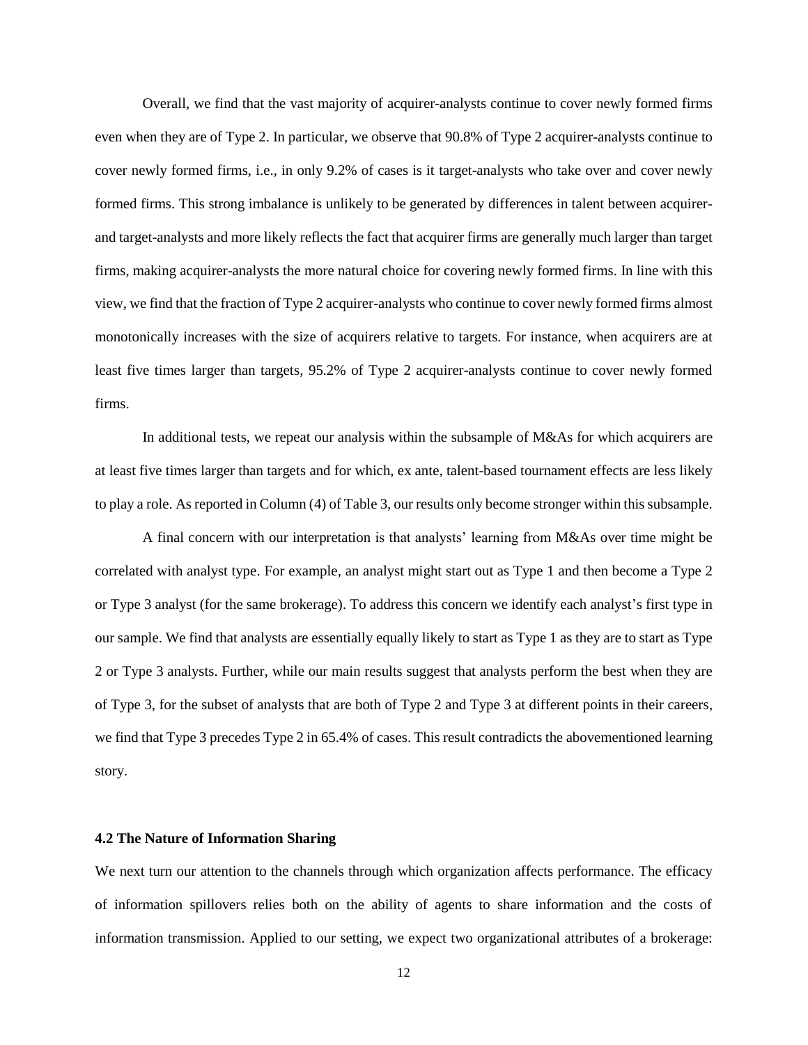Overall, we find that the vast majority of acquirer-analysts continue to cover newly formed firms even when they are of Type 2. In particular, we observe that 90.8% of Type 2 acquirer-analysts continue to cover newly formed firms, i.e., in only 9.2% of cases is it target-analysts who take over and cover newly formed firms. This strong imbalance is unlikely to be generated by differences in talent between acquirer- and target-analysts and more likely reflects the fact that acquirer firms are generally much larger than target firms, making acquirer-analysts the more natural choice for covering newly formed firms. In line with this view, we find that the fraction of Type 2 acquirer-analysts who continue to cover newly formed firms almost monotonically increases with the size of acquirers relative to targets. For instance, when acquirers are at least five times larger than targets, 95.2% of Type 2 acquirer-analysts continue to cover newly formed firms.

In additional tests, we repeat our analysis within the subsample of M&As for which acquirers are at least five times larger than targets and for which, ex ante, talent-based tournament effects are less likely to play a role. As reported in Column (4) of Table 3, our results only become stronger within this subsample.

A final concern with our interpretation is that analysts' learning from M&As over time might be correlated with analyst type. For example, an analyst might start out as Type 1 and then become a Type 2 or Type 3 analyst (for the same brokerage). To address this concern we identify each analyst's first type in our sample. We find that analysts are essentially equally likely to start as Type 1 as they are to start as Type 2 or Type 3 analysts. Further, while our main results suggest that analysts perform the best when they are of Type 3, for the subset of analysts that are both of Type 2 and Type 3 at different points in their careers, we find that Type 3 precedes Type 2 in 65.4% of cases. This result contradicts the abovementioned learning story.

### 4.2 The Nature of Information Sharing

We next turn our attention to the channels through which organization affects performance. The efficacy of information spillovers relies both on the ability of agents to share information and the costs of information transmission. Applied to our setting, we expect two organizational attributes of a brokerage: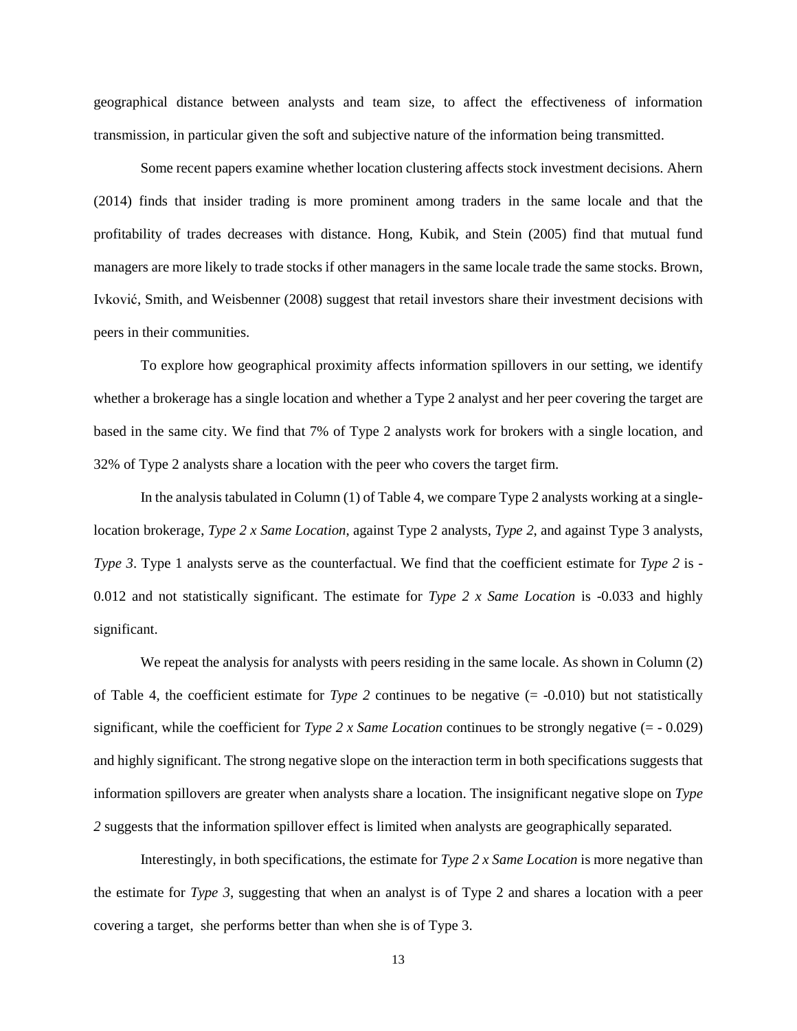geographical distance between analysts and team size, to affect the effectiveness of information transmission, in particular given the soft and subjective nature of the information being transmitted.

Some recent papers examine whether location clustering affects stock investment decisions. Ahern (2014) finds that insider trading is more prominent among traders in the same locale and that the profitability of trades decreases with distance. Hong, Kubik, and Stein (2005) find that mutual fund managers are more likely to trade stocks if other managers in the same locale trade the same stocks. Brown, Ivković, Smith, and Weisbenner (2008) suggest that retail investors share their investment decisions with peers in their communities.

To explore how geographical proximity affects information spillovers in our setting, we identify whether a brokerage has a single location and whether a Type 2 analyst and her peer covering the target are based in the same city. We find that 7% of Type 2 analysts work for brokers with a single location, and 32% of Type 2 analysts share a location with the peer who covers the target firm.

In the analysis tabulated in Column (1) of Table 4, we compare Type 2 analysts working at a single-location brokerage, *Type 2 x Same Location*, against Type 2 analysts, *Type 2*, and against Type 3 analysts, *Type 3*. Type 1 analysts serve as the counterfactual. We find that the coefficient estimate for *Type 2* is -0.012 and not statistically significant. The estimate for *Type 2 x Same Location* is -0.033 and highly significant.

We repeat the analysis for analysts with peers residing in the same locale. As shown in Column (2) of Table 4, the coefficient estimate for *Type 2* continues to be negative (= -0.010) but not statistically significant, while the coefficient for *Type 2 x Same Location* continues to be strongly negative (= - 0.029) and highly significant. The strong negative slope on the interaction term in both specifications suggests that information spillovers are greater when analysts share a location. The insignificant negative slope on *Type 2* suggests that the information spillover effect is limited when analysts are geographically separated.

Interestingly, in both specifications, the estimate for *Type 2 x Same Location* is more negative than the estimate for *Type 3*, suggesting that when an analyst is of Type 2 and shares a location with a peer covering a target, she performs better than when she is of Type 3.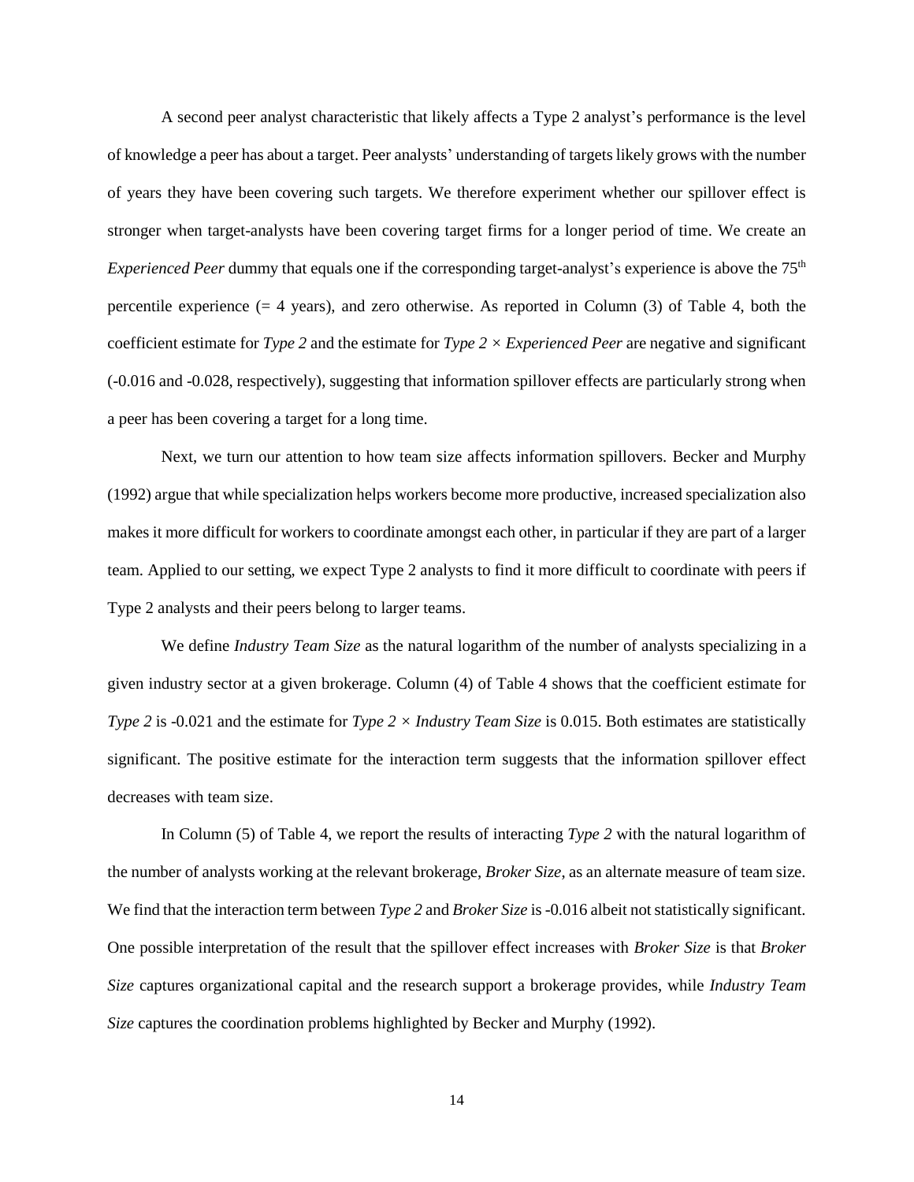A second peer analyst characteristic that likely affects a Type 2 analyst's performance is the level of knowledge a peer has about a target. Peer analysts' understanding of targets likely grows with the number of years they have been covering such targets. We therefore experiment whether our spillover effect is stronger when target-analysts have been covering target firms for a longer period of time. We create an *Experienced Peer* dummy that equals one if the corresponding target-analyst's experience is above the 75$^{th}$ percentile experience (= 4 years), and zero otherwise. As reported in Column (3) of Table 4, both the coefficient estimate for *Type 2* and the estimate for *Type 2 × Experienced Peer* are negative and significant (-0.016 and -0.028, respectively), suggesting that information spillover effects are particularly strong when a peer has been covering a target for a long time.

Next, we turn our attention to how team size affects information spillovers. Becker and Murphy (1992) argue that while specialization helps workers become more productive, increased specialization also makes it more difficult for workers to coordinate amongst each other, in particular if they are part of a larger team. Applied to our setting, we expect Type 2 analysts to find it more difficult to coordinate with peers if Type 2 analysts and their peers belong to larger teams.

We define *Industry Team Size* as the natural logarithm of the number of analysts specializing in a given industry sector at a given brokerage. Column (4) of Table 4 shows that the coefficient estimate for *Type 2* is -0.021 and the estimate for *Type 2 × Industry Team Size* is 0.015. Both estimates are statistically significant. The positive estimate for the interaction term suggests that the information spillover effect decreases with team size.

In Column (5) of Table 4, we report the results of interacting *Type 2* with the natural logarithm of the number of analysts working at the relevant brokerage, *Broker Size*, as an alternate measure of team size. We find that the interaction term between *Type 2* and *Broker Size* is -0.016 albeit not statistically significant. One possible interpretation of the result that the spillover effect increases with *Broker Size* is that *Broker Size* captures organizational capital and the research support a brokerage provides, while *Industry Team Size* captures the coordination problems highlighted by Becker and Murphy (1992).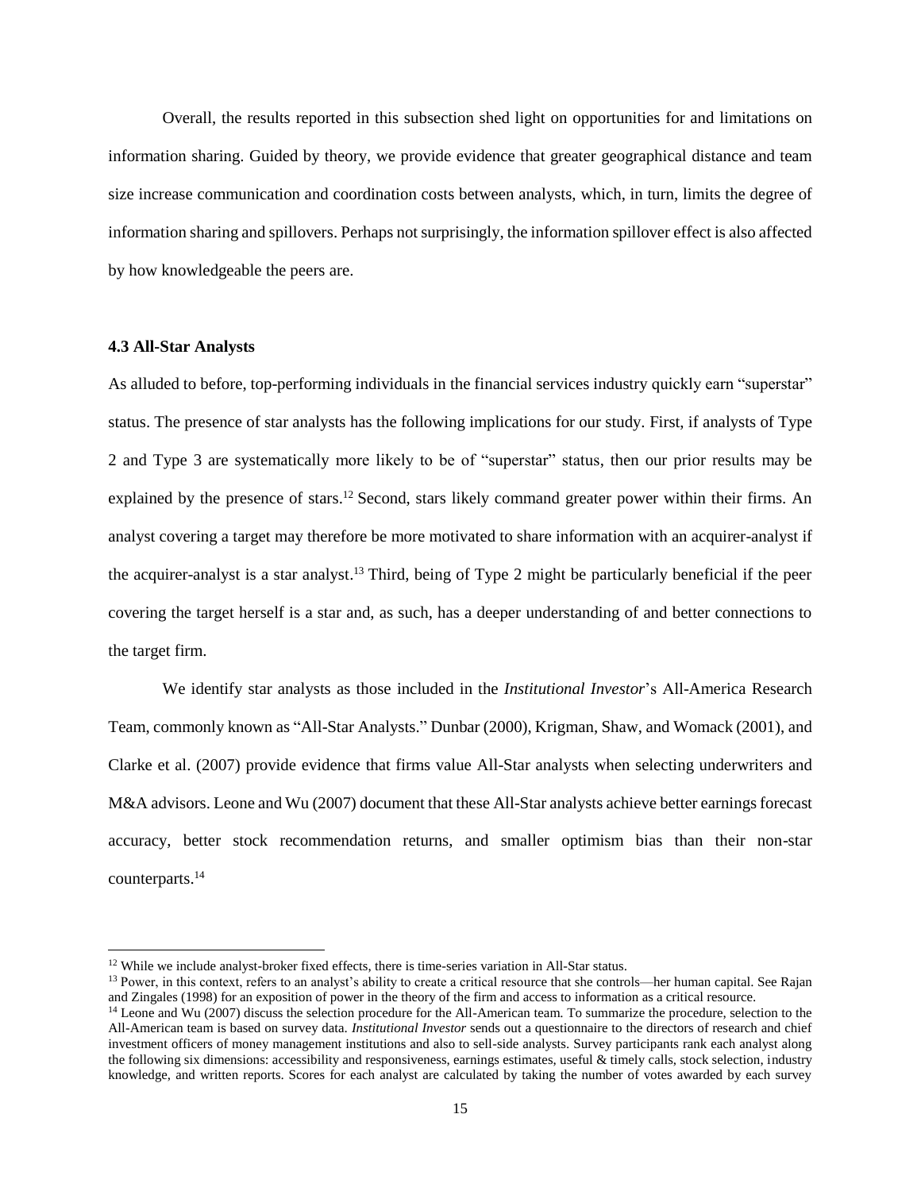Overall, the results reported in this subsection shed light on opportunities for and limitations on information sharing. Guided by theory, we provide evidence that greater geographical distance and team size increase communication and coordination costs between analysts, which, in turn, limits the degree of information sharing and spillovers. Perhaps not surprisingly, the information spillover effect is also affected by how knowledgeable the peers are.

### 4.3 All-Star Analysts

As alluded to before, top-performing individuals in the financial services industry quickly earn "superstar" status. The presence of star analysts has the following implications for our study. First, if analysts of Type 2 and Type 3 are systematically more likely to be of "superstar" status, then our prior results may be explained by the presence of stars.[12] Second, stars likely command greater power within their firms. An analyst covering a target may therefore be more motivated to share information with an acquirer-analyst if the acquirer-analyst is a star analyst.[13] Third, being of Type 2 might be particularly beneficial if the peer covering the target herself is a star and, as such, has a deeper understanding of and better connections to the target firm.

We identify star analysts as those included in the *Institutional Investor*'s All-America Research Team, commonly known as "All-Star Analysts." Dunbar (2000), Krigman, Shaw, and Womack (2001), and Clarke et al. (2007) provide evidence that firms value All-Star analysts when selecting underwriters and M&A advisors. Leone and Wu (2007) document that these All-Star analysts achieve better earnings forecast accuracy, better stock recommendation returns, and smaller optimism bias than their non-star counterparts.[14]

---

[12] While we include analyst-broker fixed effects, there is time-series variation in All-Star status.

[13] Power, in this context, refers to an analyst's ability to create a critical resource that she controls—her human capital. See Rajan and Zingales (1998) for an exposition of power in the theory of the firm and access to information as a critical resource.

[14] Leone and Wu (2007) discuss the selection procedure for the All-American team. To summarize the procedure, selection to the All-American team is based on survey data. *Institutional Investor* sends out a questionnaire to the directors of research and chief investment officers of money management institutions and also to sell-side analysts. Survey participants rank each analyst along the following six dimensions: accessibility and responsiveness, earnings estimates, useful & timely calls, stock selection, industry knowledge, and written reports. Scores for each analyst are calculated by taking the number of votes awarded by each survey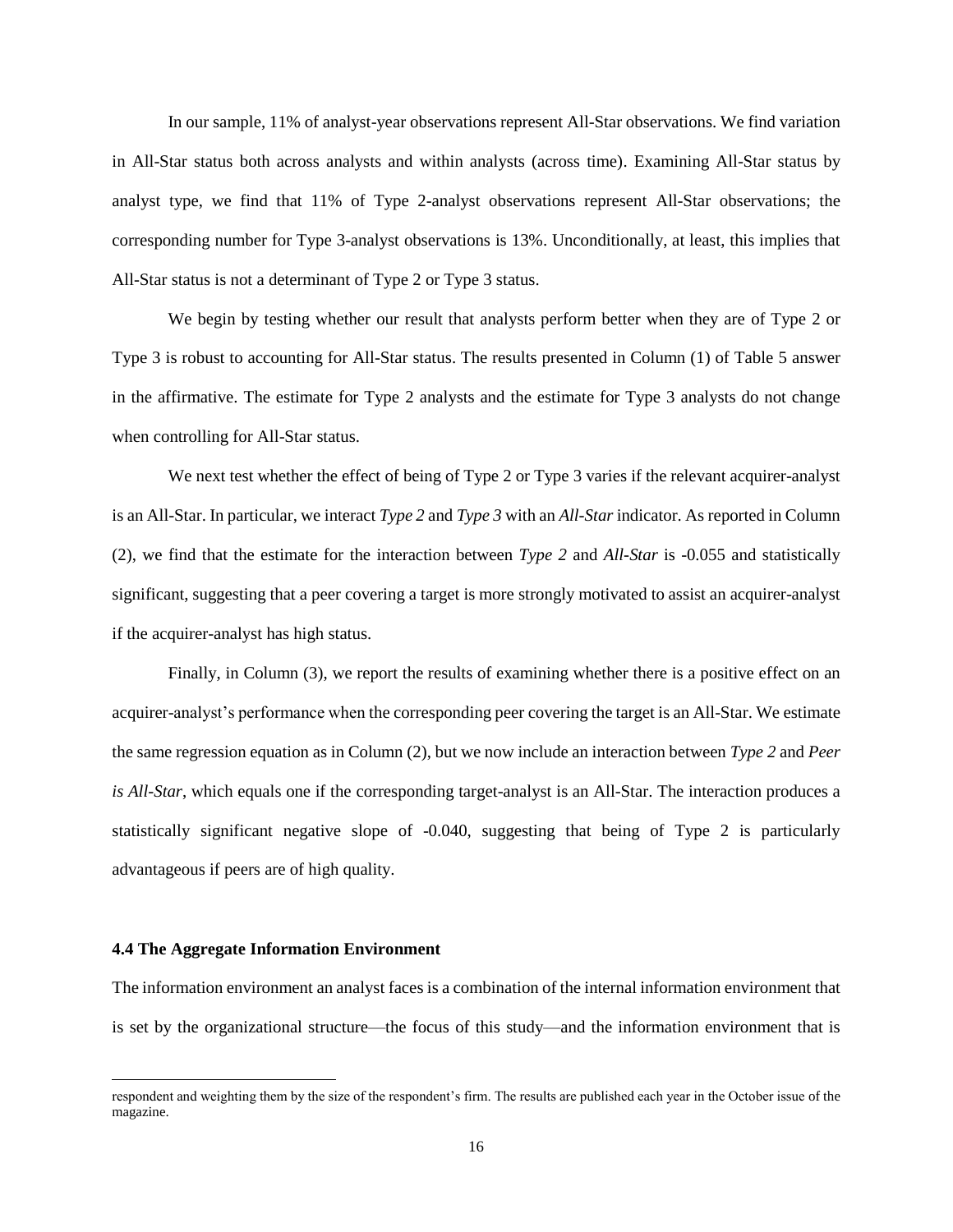In our sample, 11% of analyst-year observations represent All-Star observations. We find variation in All-Star status both across analysts and within analysts (across time). Examining All-Star status by analyst type, we find that 11% of Type 2-analyst observations represent All-Star observations; the corresponding number for Type 3-analyst observations is 13%. Unconditionally, at least, this implies that All-Star status is not a determinant of Type 2 or Type 3 status.

We begin by testing whether our result that analysts perform better when they are of Type 2 or Type 3 is robust to accounting for All-Star status. The results presented in Column (1) of Table 5 answer in the affirmative. The estimate for Type 2 analysts and the estimate for Type 3 analysts do not change when controlling for All-Star status.

We next test whether the effect of being of Type 2 or Type 3 varies if the relevant acquirer-analyst is an All-Star. In particular, we interact *Type 2* and *Type 3* with an *All-Star* indicator. As reported in Column (2), we find that the estimate for the interaction between *Type 2* and *All-Star* is -0.055 and statistically significant, suggesting that a peer covering a target is more strongly motivated to assist an acquirer-analyst if the acquirer-analyst has high status.

Finally, in Column (3), we report the results of examining whether there is a positive effect on an acquirer-analyst's performance when the corresponding peer covering the target is an All-Star. We estimate the same regression equation as in Column (2), but we now include an interaction between *Type 2* and *Peer is All-Star*, which equals one if the corresponding target-analyst is an All-Star. The interaction produces a statistically significant negative slope of -0.040, suggesting that being of Type 2 is particularly advantageous if peers are of high quality.

### 4.4 The Aggregate Information Environment

The information environment an analyst faces is a combination of the internal information environment that is set by the organizational structure—the focus of this study—and the information environment that is

respondent and weighting them by the size of the respondent's firm. The results are published each year in the October issue of the magazine.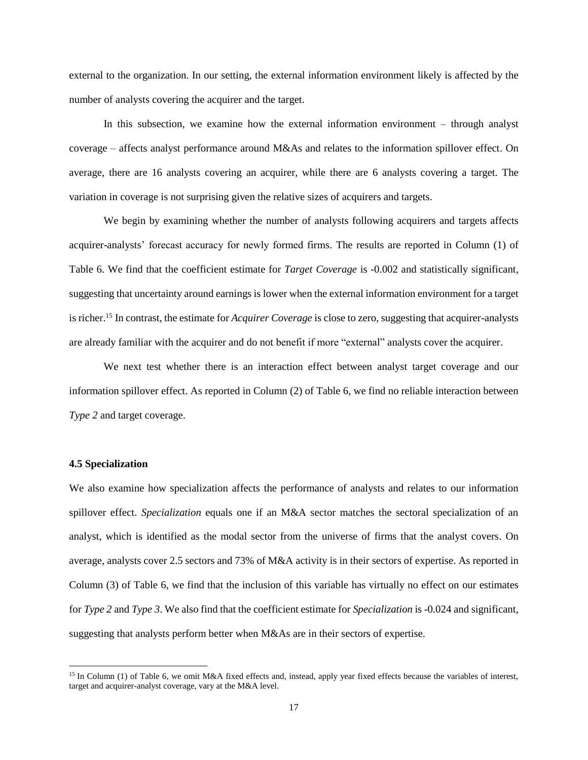external to the organization. In our setting, the external information environment likely is affected by the number of analysts covering the acquirer and the target.

In this subsection, we examine how the external information environment – through analyst coverage – affects analyst performance around M&As and relates to the information spillover effect. On average, there are 16 analysts covering an acquirer, while there are 6 analysts covering a target. The variation in coverage is not surprising given the relative sizes of acquirers and targets.

We begin by examining whether the number of analysts following acquirers and targets affects acquirer-analysts' forecast accuracy for newly formed firms. The results are reported in Column (1) of Table 6. We find that the coefficient estimate for *Target Coverage* is -0.002 and statistically significant, suggesting that uncertainty around earnings is lower when the external information environment for a target is richer.[15] In contrast, the estimate for *Acquirer Coverage* is close to zero, suggesting that acquirer-analysts are already familiar with the acquirer and do not benefit if more "external" analysts cover the acquirer.

We next test whether there is an interaction effect between analyst target coverage and our information spillover effect. As reported in Column (2) of Table 6, we find no reliable interaction between *Type 2* and target coverage.

### 4.5 Specialization

We also examine how specialization affects the performance of analysts and relates to our information spillover effect. *Specialization* equals one if an M&A sector matches the sectoral specialization of an analyst, which is identified as the modal sector from the universe of firms that the analyst covers. On average, analysts cover 2.5 sectors and 73% of M&A activity is in their sectors of expertise. As reported in Column (3) of Table 6, we find that the inclusion of this variable has virtually no effect on our estimates for *Type 2* and *Type 3*. We also find that the coefficient estimate for *Specialization* is -0.024 and significant, suggesting that analysts perform better when M&As are in their sectors of expertise.

[15] In Column (1) of Table 6, we omit M&A fixed effects and, instead, apply year fixed effects because the variables of interest, target and acquirer-analyst coverage, vary at the M&A level.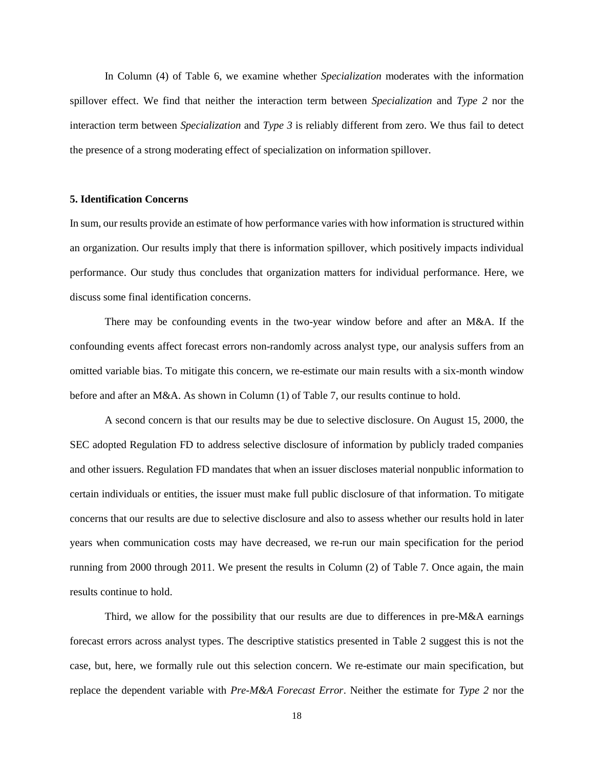In Column (4) of Table 6, we examine whether *Specialization* moderates with the information spillover effect. We find that neither the interaction term between *Specialization* and *Type 2* nor the interaction term between *Specialization* and *Type 3* is reliably different from zero. We thus fail to detect the presence of a strong moderating effect of specialization on information spillover.

**5. Identification Concerns**

In sum, our results provide an estimate of how performance varies with how information is structured within an organization. Our results imply that there is information spillover, which positively impacts individual performance. Our study thus concludes that organization matters for individual performance. Here, we discuss some final identification concerns.

There may be confounding events in the two-year window before and after an M&A. If the confounding events affect forecast errors non-randomly across analyst type, our analysis suffers from an omitted variable bias. To mitigate this concern, we re-estimate our main results with a six-month window before and after an M&A. As shown in Column (1) of Table 7, our results continue to hold.

A second concern is that our results may be due to selective disclosure. On August 15, 2000, the SEC adopted Regulation FD to address selective disclosure of information by publicly traded companies and other issuers. Regulation FD mandates that when an issuer discloses material nonpublic information to certain individuals or entities, the issuer must make full public disclosure of that information. To mitigate concerns that our results are due to selective disclosure and also to assess whether our results hold in later years when communication costs may have decreased, we re-run our main specification for the period running from 2000 through 2011. We present the results in Column (2) of Table 7. Once again, the main results continue to hold.

Third, we allow for the possibility that our results are due to differences in pre-M&A earnings forecast errors across analyst types. The descriptive statistics presented in Table 2 suggest this is not the case, but, here, we formally rule out this selection concern. We re-estimate our main specification, but replace the dependent variable with *Pre-M&A Forecast Error*. Neither the estimate for *Type 2* nor the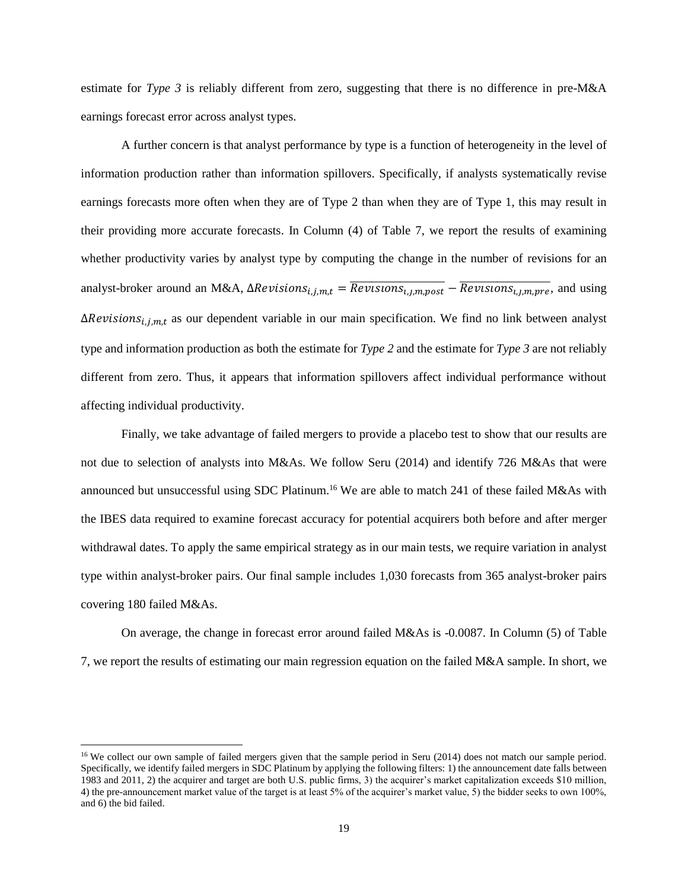estimate for *Type 3* is reliably different from zero, suggesting that there is no difference in pre-M&A earnings forecast error across analyst types.

A further concern is that analyst performance by type is a function of heterogeneity in the level of information production rather than information spillovers. Specifically, if analysts systematically revise earnings forecasts more often when they are of Type 2 than when they are of Type 1, this may result in their providing more accurate forecasts. In Column (4) of Table 7, we report the results of examining whether productivity varies by analyst type by computing the change in the number of revisions for an analyst-broker around an M&A, $\Delta Revisions_{i,j,m,t} = \overline{Revisions_{i,j,m,post}} - \overline{Revisions_{i,j,m,pre}}$, and using $\Delta Revisions_{i,j,m,t}$ as our dependent variable in our main specification. We find no link between analyst type and information production as both the estimate for *Type 2* and the estimate for *Type 3* are not reliably different from zero. Thus, it appears that information spillovers affect individual performance without affecting individual productivity.

Finally, we take advantage of failed mergers to provide a placebo test to show that our results are not due to selection of analysts into M&As. We follow Seru (2014) and identify 726 M&As that were announced but unsuccessful using SDC Platinum.[16] We are able to match 241 of these failed M&As with the IBES data required to examine forecast accuracy for potential acquirers both before and after merger withdrawal dates. To apply the same empirical strategy as in our main tests, we require variation in analyst type within analyst-broker pairs. Our final sample includes 1,030 forecasts from 365 analyst-broker pairs covering 180 failed M&As.

On average, the change in forecast error around failed M&As is -0.0087. In Column (5) of Table 7, we report the results of estimating our main regression equation on the failed M&A sample. In short, we

[16] We collect our own sample of failed mergers given that the sample period in Seru (2014) does not match our sample period. Specifically, we identify failed mergers in SDC Platinum by applying the following filters: 1) the announcement date falls between 1983 and 2011, 2) the acquirer and target are both U.S. public firms, 3) the acquirer's market capitalization exceeds \$10 million, 4) the pre-announcement market value of the target is at least 5% of the acquirer's market value, 5) the bidder seeks to own 100%, and 6) the bid failed.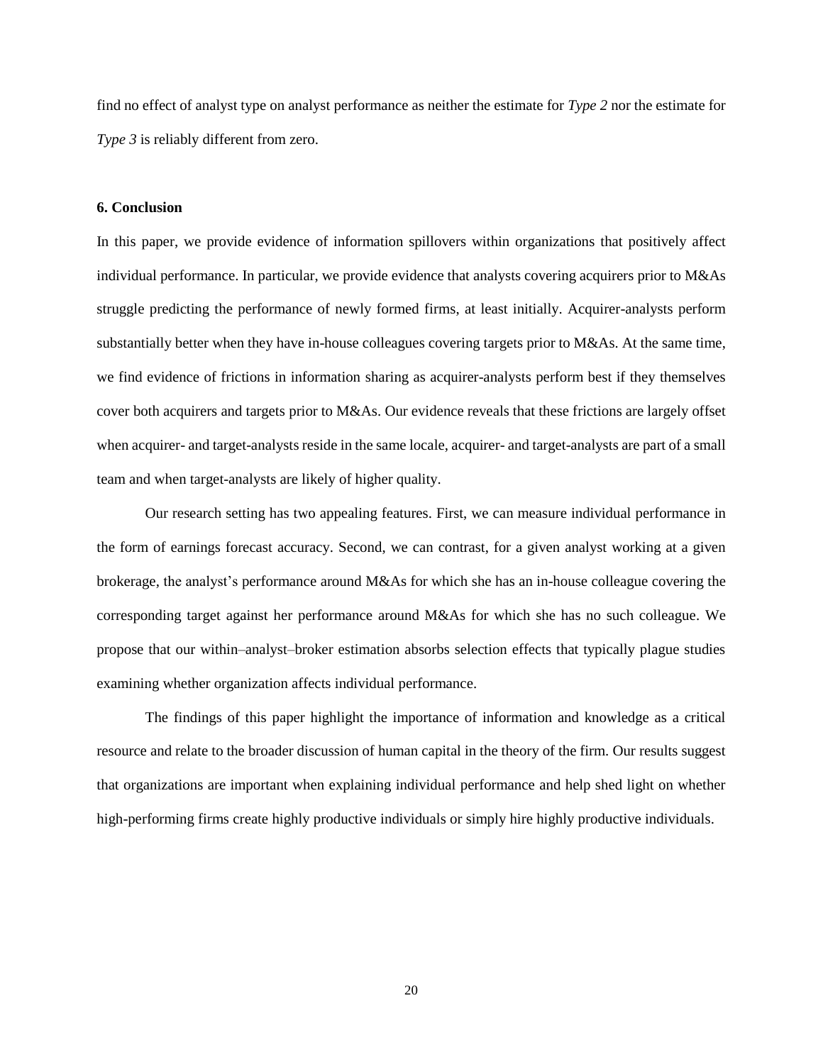find no effect of analyst type on analyst performance as neither the estimate for *Type 2* nor the estimate for *Type 3* is reliably different from zero.

## 6. Conclusion

In this paper, we provide evidence of information spillovers within organizations that positively affect individual performance. In particular, we provide evidence that analysts covering acquirers prior to M&As struggle predicting the performance of newly formed firms, at least initially. Acquirer-analysts perform substantially better when they have in-house colleagues covering targets prior to M&As. At the same time, we find evidence of frictions in information sharing as acquirer-analysts perform best if they themselves cover both acquirers and targets prior to M&As. Our evidence reveals that these frictions are largely offset when acquirer- and target-analysts reside in the same locale, acquirer- and target-analysts are part of a small team and when target-analysts are likely of higher quality.

Our research setting has two appealing features. First, we can measure individual performance in the form of earnings forecast accuracy. Second, we can contrast, for a given analyst working at a given brokerage, the analyst's performance around M&As for which she has an in-house colleague covering the corresponding target against her performance around M&As for which she has no such colleague. We propose that our within–analyst–broker estimation absorbs selection effects that typically plague studies examining whether organization affects individual performance.

The findings of this paper highlight the importance of information and knowledge as a critical resource and relate to the broader discussion of human capital in the theory of the firm. Our results suggest that organizations are important when explaining individual performance and help shed light on whether high-performing firms create highly productive individuals or simply hire highly productive individuals.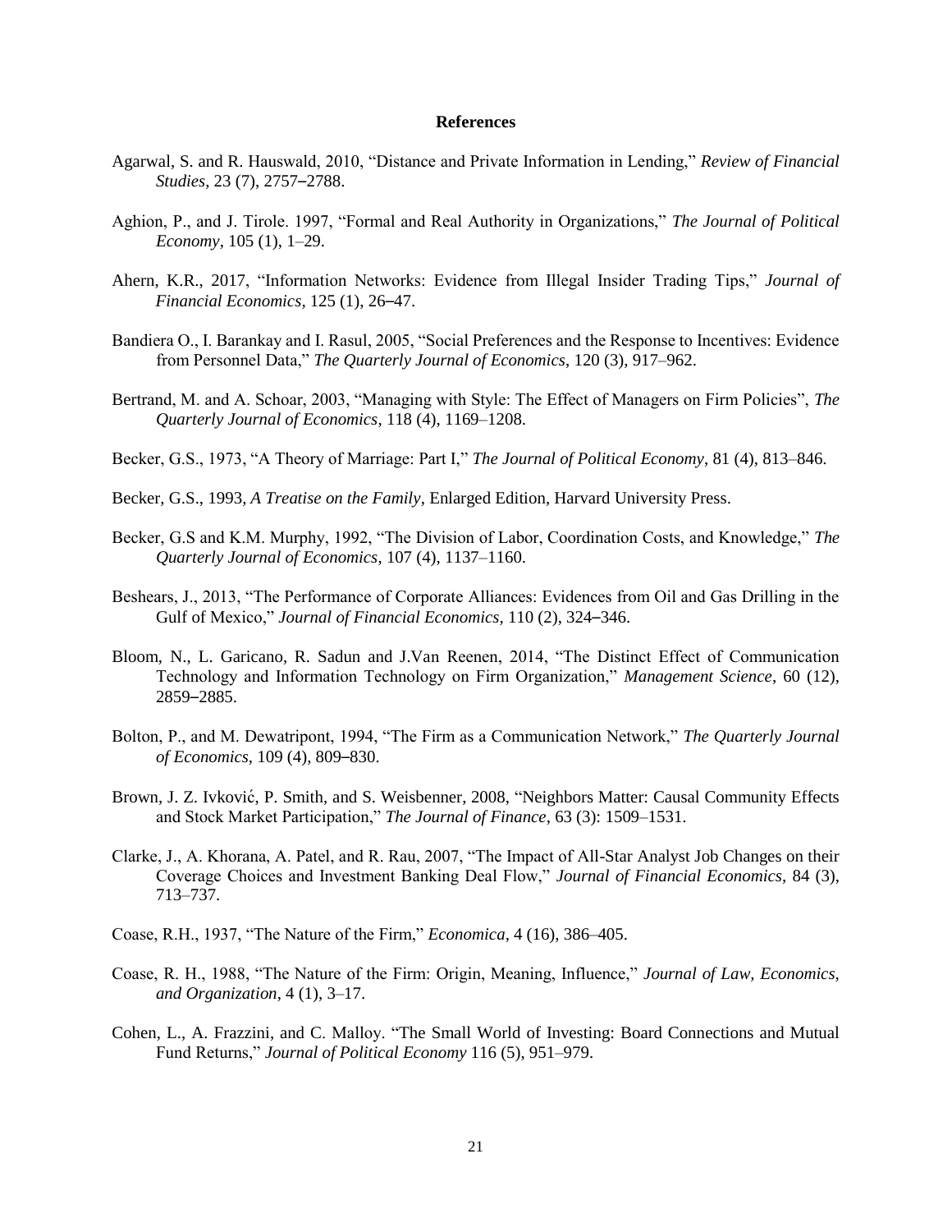## References

Agarwal, S. and R. Hauswald, 2010, "Distance and Private Information in Lending," *Review of Financial Studies*, 23 (7), 2757–2788.

Aghion, P., and J. Tirole. 1997, "Formal and Real Authority in Organizations," *The Journal of Political Economy*, 105 (1), 1–29.

Ahern, K.R., 2017, "Information Networks: Evidence from Illegal Insider Trading Tips," *Journal of Financial Economics*, 125 (1), 26–47.

Bandiera O., I. Barankay and I. Rasul, 2005, "Social Preferences and the Response to Incentives: Evidence from Personnel Data," *The Quarterly Journal of Economics*, 120 (3), 917–962.

Bertrand, M. and A. Schoar, 2003, "Managing with Style: The Effect of Managers on Firm Policies", *The Quarterly Journal of Economics*, 118 (4), 1169–1208.

Becker, G.S., 1973, "A Theory of Marriage: Part I," *The Journal of Political Economy*, 81 (4), 813–846.

Becker, G.S., 1993, *A Treatise on the Family*, Enlarged Edition, Harvard University Press.

Becker, G.S and K.M. Murphy, 1992, "The Division of Labor, Coordination Costs, and Knowledge," *The Quarterly Journal of Economics*, 107 (4), 1137–1160.

Beshears, J., 2013, "The Performance of Corporate Alliances: Evidences from Oil and Gas Drilling in the Gulf of Mexico," *Journal of Financial Economics*, 110 (2), 324–346.

Bloom, N., L. Garicano, R. Sadun and J.Van Reenen, 2014, "The Distinct Effect of Communication Technology and Information Technology on Firm Organization," *Management Science*, 60 (12), 2859–2885.

Bolton, P., and M. Dewatripont, 1994, "The Firm as a Communication Network," *The Quarterly Journal of Economics*, 109 (4), 809–830.

Brown, J. Z. Ivković, P. Smith, and S. Weisbenner, 2008, "Neighbors Matter: Causal Community Effects and Stock Market Participation," *The Journal of Finance*, 63 (3): 1509–1531.

Clarke, J., A. Khorana, A. Patel, and R. Rau, 2007, "The Impact of All-Star Analyst Job Changes on their Coverage Choices and Investment Banking Deal Flow," *Journal of Financial Economics*, 84 (3), 713–737.

Coase, R.H., 1937, "The Nature of the Firm," *Economica*, 4 (16), 386–405.

Coase, R. H., 1988, "The Nature of the Firm: Origin, Meaning, Influence," *Journal of Law, Economics, and Organization*, 4 (1), 3–17.

Cohen, L., A. Frazzini, and C. Malloy. "The Small World of Investing: Board Connections and Mutual Fund Returns," *Journal of Political Economy* 116 (5), 951–979.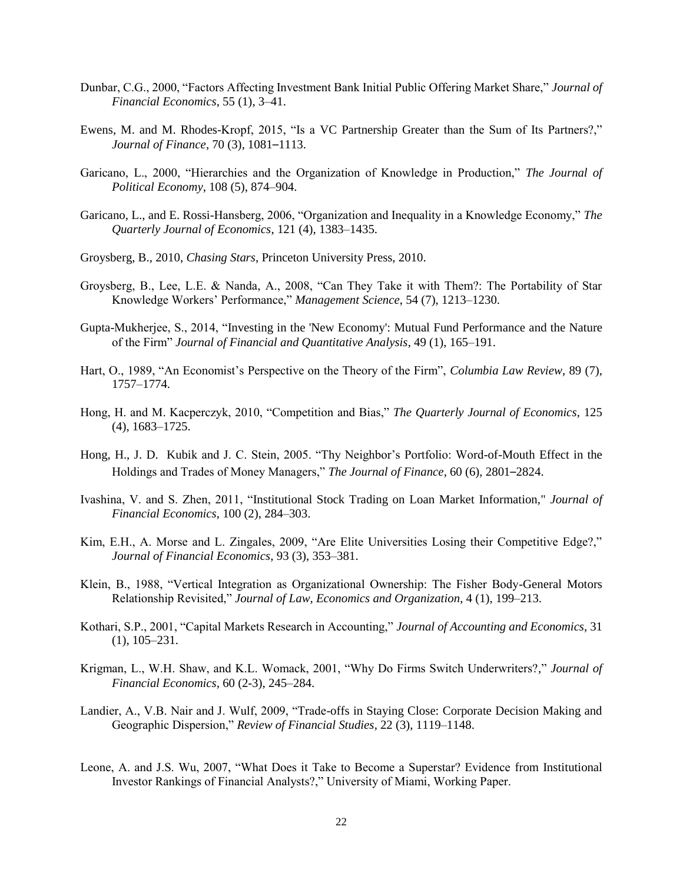Dunbar, C.G., 2000, "Factors Affecting Investment Bank Initial Public Offering Market Share," *Journal of Financial Economics*, 55 (1), 3–41.

Ewens, M. and M. Rhodes-Kropf, 2015, "Is a VC Partnership Greater than the Sum of Its Partners?," *Journal of Finance*, 70 (3), 1081–1113.

Garicano, L., 2000, "Hierarchies and the Organization of Knowledge in Production," *The Journal of Political Economy*, 108 (5), 874–904.

Garicano, L., and E. Rossi-Hansberg, 2006, "Organization and Inequality in a Knowledge Economy," *The Quarterly Journal of Economics*, 121 (4), 1383–1435.

Groysberg, B., 2010, *Chasing Stars*, Princeton University Press, 2010.

Groysberg, B., Lee, L.E. & Nanda, A., 2008, "Can They Take it with Them?: The Portability of Star Knowledge Workers' Performance," *Management Science*, 54 (7), 1213–1230.

Gupta-Mukherjee, S., 2014, "Investing in the 'New Economy': Mutual Fund Performance and the Nature of the Firm" *Journal of Financial and Quantitative Analysis*, 49 (1), 165–191.

Hart, O., 1989, "An Economist's Perspective on the Theory of the Firm", *Columbia Law Review*, 89 (7), 1757–1774.

Hong, H. and M. Kacperczyk, 2010, "Competition and Bias," *The Quarterly Journal of Economics*, 125 (4), 1683–1725.

Hong, H., J. D. Kubik and J. C. Stein, 2005. "Thy Neighbor's Portfolio: Word-of-Mouth Effect in the Holdings and Trades of Money Managers," *The Journal of Finance*, 60 (6), 2801–2824.

Ivashina, V. and S. Zhen, 2011, "Institutional Stock Trading on Loan Market Information," *Journal of Financial Economics*, 100 (2), 284–303.

Kim, E.H., A. Morse and L. Zingales, 2009, "Are Elite Universities Losing their Competitive Edge?," *Journal of Financial Economics*, 93 (3), 353–381.

Klein, B., 1988, "Vertical Integration as Organizational Ownership: The Fisher Body-General Motors Relationship Revisited," *Journal of Law, Economics and Organization*, 4 (1), 199–213.

Kothari, S.P., 2001, "Capital Markets Research in Accounting," *Journal of Accounting and Economics*, 31 (1), 105–231.

Krigman, L., W.H. Shaw, and K.L. Womack, 2001, "Why Do Firms Switch Underwriters?," *Journal of Financial Economics*, 60 (2-3), 245–284.

Landier, A., V.B. Nair and J. Wulf, 2009, "Trade-offs in Staying Close: Corporate Decision Making and Geographic Dispersion," *Review of Financial Studies*, 22 (3), 1119–1148.

Leone, A. and J.S. Wu, 2007, "What Does it Take to Become a Superstar? Evidence from Institutional Investor Rankings of Financial Analysts?," University of Miami, Working Paper.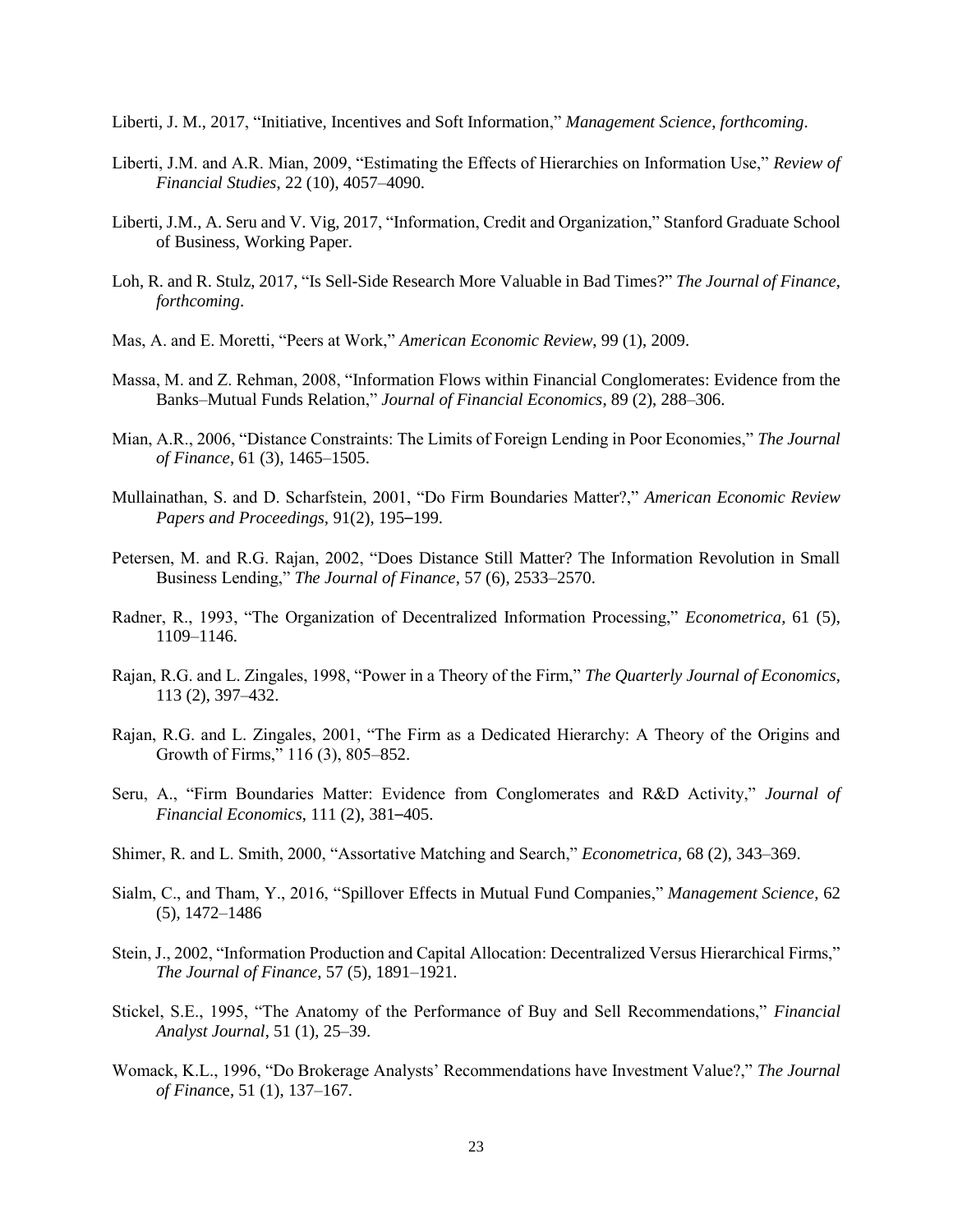Liberti, J. M., 2017, "Initiative, Incentives and Soft Information," *Management Science, forthcoming*.

Liberti, J.M. and A.R. Mian, 2009, "Estimating the Effects of Hierarchies on Information Use," *Review of Financial Studies*, 22 (10), 4057–4090.

Liberti, J.M., A. Seru and V. Vig, 2017, "Information, Credit and Organization," Stanford Graduate School of Business, Working Paper.

Loh, R. and R. Stulz, 2017, "Is Sell-Side Research More Valuable in Bad Times?" *The Journal of Finance*, *forthcoming*.

Mas, A. and E. Moretti, "Peers at Work," *American Economic Review*, 99 (1), 2009.

Massa, M. and Z. Rehman, 2008, "Information Flows within Financial Conglomerates: Evidence from the Banks–Mutual Funds Relation," *Journal of Financial Economics*, 89 (2), 288–306.

Mian, A.R., 2006, "Distance Constraints: The Limits of Foreign Lending in Poor Economies," *The Journal of Finance*, 61 (3), 1465–1505.

Mullainathan, S. and D. Scharfstein, 2001, "Do Firm Boundaries Matter?," *American Economic Review Papers and Proceedings*, 91(2), 195–199.

Petersen, M. and R.G. Rajan, 2002, "Does Distance Still Matter? The Information Revolution in Small Business Lending," *The Journal of Finance*, 57 (6), 2533–2570.

Radner, R., 1993, "The Organization of Decentralized Information Processing," *Econometrica*, 61 (5), 1109–1146.

Rajan, R.G. and L. Zingales, 1998, "Power in a Theory of the Firm," *The Quarterly Journal of Economics*, 113 (2), 397–432.

Rajan, R.G. and L. Zingales, 2001, "The Firm as a Dedicated Hierarchy: A Theory of the Origins and Growth of Firms," 116 (3), 805–852.

Seru, A., "Firm Boundaries Matter: Evidence from Conglomerates and R&D Activity," *Journal of Financial Economics*, 111 (2), 381–405.

Shimer, R. and L. Smith, 2000, "Assortative Matching and Search," *Econometrica*, 68 (2), 343–369.

Sialm, C., and Tham, Y., 2016, "Spillover Effects in Mutual Fund Companies," *Management Science*, 62 (5), 1472–1486

Stein, J., 2002, "Information Production and Capital Allocation: Decentralized Versus Hierarchical Firms," *The Journal of Finance*, 57 (5), 1891–1921.

Stickel, S.E., 1995, "The Anatomy of the Performance of Buy and Sell Recommendations," *Financial Analyst Journal*, 51 (1), 25–39.

Womack, K.L., 1996, "Do Brokerage Analysts' Recommendations have Investment Value?," *The Journal of Finance*, 51 (1), 137–167.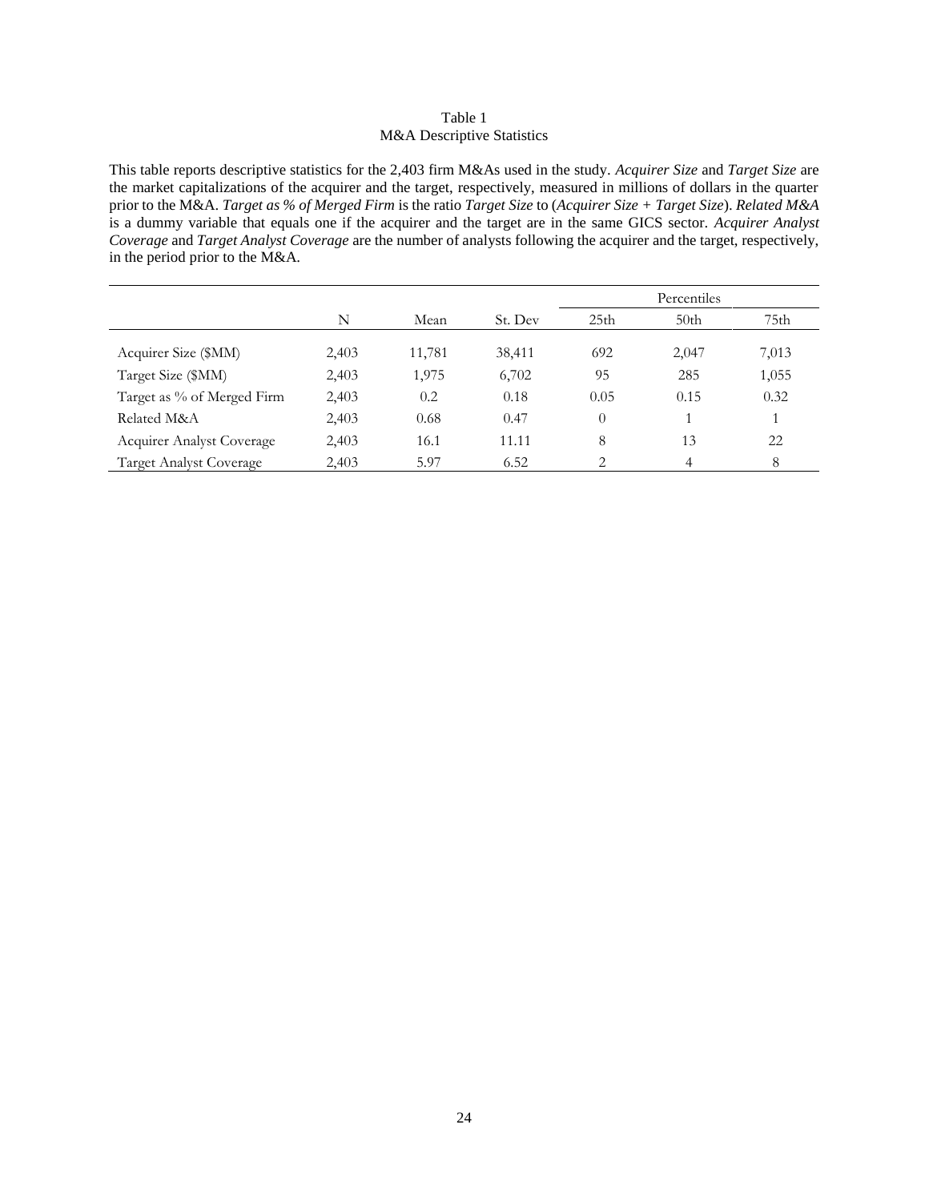Table 1
M&A Descriptive Statistics

This table reports descriptive statistics for the 2,403 firm M&As used in the study. *Acquirer Size* and *Target Size* are the market capitalizations of the acquirer and the target, respectively, measured in millions of dollars in the quarter prior to the M&A. *Target as % of Merged Firm* is the ratio *Target Size* to (*Acquirer Size + Target Size*). *Related M&A* is a dummy variable that equals one if the acquirer and the target are in the same GICS sector. *Acquirer Analyst Coverage* and *Target Analyst Coverage* are the number of analysts following the acquirer and the target, respectively, in the period prior to the M&A.

| | | | | Percentiles | | |
|---|---|---|---|---|---|---|
| | N | Mean | St. Dev | 25th | 50th | 75th |
| Acquirer Size ($MM) | 2,403 | 11,781 | 38,411 | 692 | 2,047 | 7,013 |
| Target Size ($MM) | 2,403 | 1,975 | 6,702 | 95 | 285 | 1,055 |
| Target as % of Merged Firm | 2,403 | 0.2 | 0.18 | 0.05 | 0.15 | 0.32 |
| Related M&A | 2,403 | 0.68 | 0.47 | 0 | 1 | 1 |
| Acquirer Analyst Coverage | 2,403 | 16.1 | 11.11 | 8 | 13 | 22 |
| Target Analyst Coverage | 2,403 | 5.97 | 6.52 | 2 | 4 | 8 |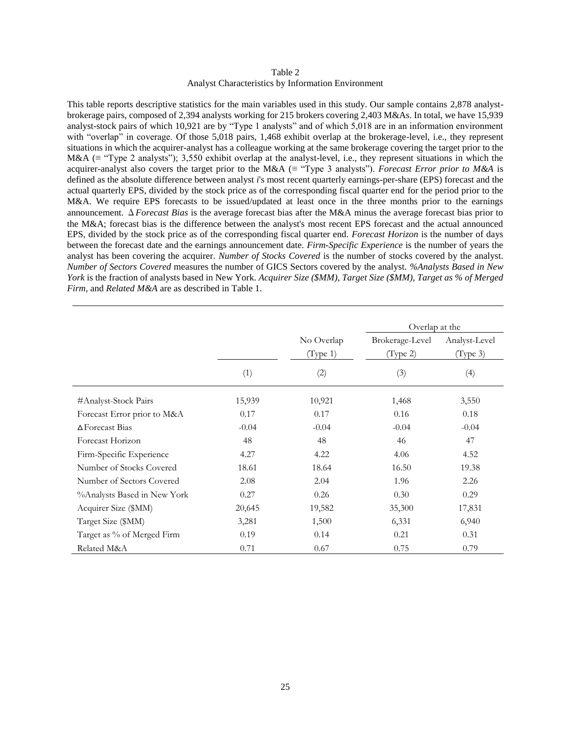Table 2
Analyst Characteristics by Information Environment

This table reports descriptive statistics for the main variables used in this study. Our sample contains 2,878 analyst-brokerage pairs, composed of 2,394 analysts working for 215 brokers covering 2,403 M&As. In total, we have 15,939 analyst-stock pairs of which 10,921 are by "Type 1 analysts" and of which 5,018 are in an information environment with "overlap" in coverage. Of those 5,018 pairs, 1,468 exhibit overlap at the brokerage-level, i.e., they represent situations in which the acquirer-analyst has a colleague working at the same brokerage covering the target prior to the M&A (≡ "Type 2 analysts"); 3,550 exhibit overlap at the analyst-level, i.e., they represent situations in which the acquirer-analyst also covers the target prior to the M&A (≡ "Type 3 analysts"). *Forecast Error prior to M&A* is defined as the absolute difference between analyst *i*'s most recent quarterly earnings-per-share (EPS) forecast and the actual quarterly EPS, divided by the stock price as of the corresponding fiscal quarter end for the period prior to the M&A. We require EPS forecasts to be issued/updated at least once in the three months prior to the earnings announcement. Δ*Forecast Bias* is the average forecast bias after the M&A minus the average forecast bias prior to the M&A; forecast bias is the difference between the analyst's most recent EPS forecast and the actual announced EPS, divided by the stock price as of the corresponding fiscal quarter end. *Forecast Horizon* is the number of days between the forecast date and the earnings announcement date. *Firm-Specific Experience* is the number of years the analyst has been covering the acquirer. *Number of Stocks Covered* is the number of stocks covered by the analyst. *Number of Sectors Covered* measures the number of GICS Sectors covered by the analyst. *%Analysts Based in New York* is the fraction of analysts based in New York. *Acquirer Size ($MM)*, *Target Size ($MM)*, *Target as % of Merged Firm*, and *Related M&A* are as described in Table 1.

| | | | Overlap at the | |
|---|---|---|---|---|
| | | No Overlap (Type 1) | Brokerage-Level (Type 2) | Analyst-Level (Type 3) |
| | (1) | (2) | (3) | (4) |
| #Analyst-Stock Pairs | 15,939 | 10,921 | 1,468 | 3,550 |
| Forecast Error prior to M&A | 0.17 | 0.17 | 0.16 | 0.18 |
| ΔForecast Bias | -0.04 | -0.04 | -0.04 | -0.04 |
| Forecast Horizon | 48 | 48 | 46 | 47 |
| Firm-Specific Experience | 4.27 | 4.22 | 4.06 | 4.52 |
| Number of Stocks Covered | 18.61 | 18.64 | 16.50 | 19.38 |
| Number of Sectors Covered | 2.08 | 2.04 | 1.96 | 2.26 |
| %Analysts Based in New York | 0.27 | 0.26 | 0.30 | 0.29 |
| Acquirer Size ($MM) | 20,645 | 19,582 | 35,300 | 17,831 |
| Target Size ($MM) | 3,281 | 1,500 | 6,331 | 6,940 |
| Target as % of Merged Firm | 0.19 | 0.14 | 0.21 | 0.31 |
| Related M&A | 0.71 | 0.67 | 0.75 | 0.79 |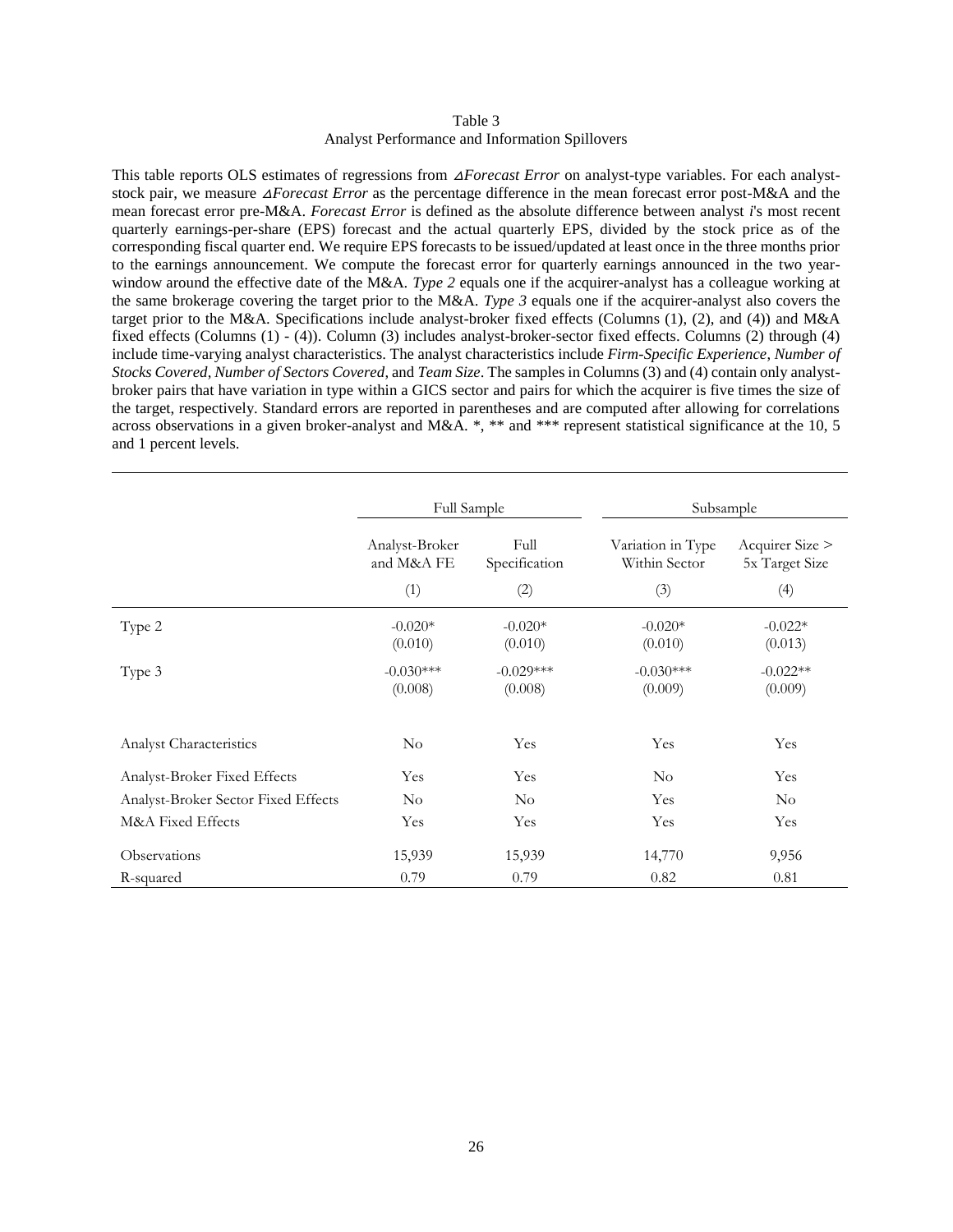Table 3
Analyst Performance and Information Spillovers

This table reports OLS estimates of regressions from $\Delta$*Forecast Error* on analyst-type variables. For each analyst-stock pair, we measure $\Delta$*Forecast Error* as the percentage difference in the mean forecast error post-M&A and the mean forecast error pre-M&A. *Forecast Error* is defined as the absolute difference between analyst *i*'s most recent quarterly earnings-per-share (EPS) forecast and the actual quarterly EPS, divided by the stock price as of the corresponding fiscal quarter end. We require EPS forecasts to be issued/updated at least once in the three months prior to the earnings announcement. We compute the forecast error for quarterly earnings announced in the two year-window around the effective date of the M&A. *Type 2* equals one if the acquirer-analyst has a colleague working at the same brokerage covering the target prior to the M&A. *Type 3* equals one if the acquirer-analyst also covers the target prior to the M&A. Specifications include analyst-broker fixed effects (Columns (1), (2), and (4)) and M&A fixed effects (Columns (1) - (4)). Column (3) includes analyst-broker-sector fixed effects. Columns (2) through (4) include time-varying analyst characteristics. The analyst characteristics include *Firm-Specific Experience*, *Number of Stocks Covered*, *Number of Sectors Covered*, and *Team Size*. The samples in Columns (3) and (4) contain only analyst-broker pairs that have variation in type within a GICS sector and pairs for which the acquirer is five times the size of the target, respectively. Standard errors are reported in parentheses and are computed after allowing for correlations across observations in a given broker-analyst and M&A. *, ** and *** represent statistical significance at the 10, 5 and 1 percent levels.

| | Full Sample | | Subsample | |
|---|---|---|---|---|
| | Analyst-Broker and M&A FE | Full Specification | Variation in Type Within Sector | Acquirer Size > 5x Target Size |
| | (1) | (2) | (3) | (4) |
| Type 2 | -0.020* | -0.020* | -0.020* | -0.022* |
| | (0.010) | (0.010) | (0.010) | (0.013) |
| Type 3 | -0.030*** | -0.029*** | -0.030*** | -0.022** |
| | (0.008) | (0.008) | (0.009) | (0.009) |
| Analyst Characteristics | No | Yes | Yes | Yes |
| Analyst-Broker Fixed Effects | Yes | Yes | No | Yes |
| Analyst-Broker Sector Fixed Effects | No | No | Yes | No |
| M&A Fixed Effects | Yes | Yes | Yes | Yes |
| Observations | 15,939 | 15,939 | 14,770 | 9,956 |
| R-squared | 0.79 | 0.79 | 0.82 | 0.81 |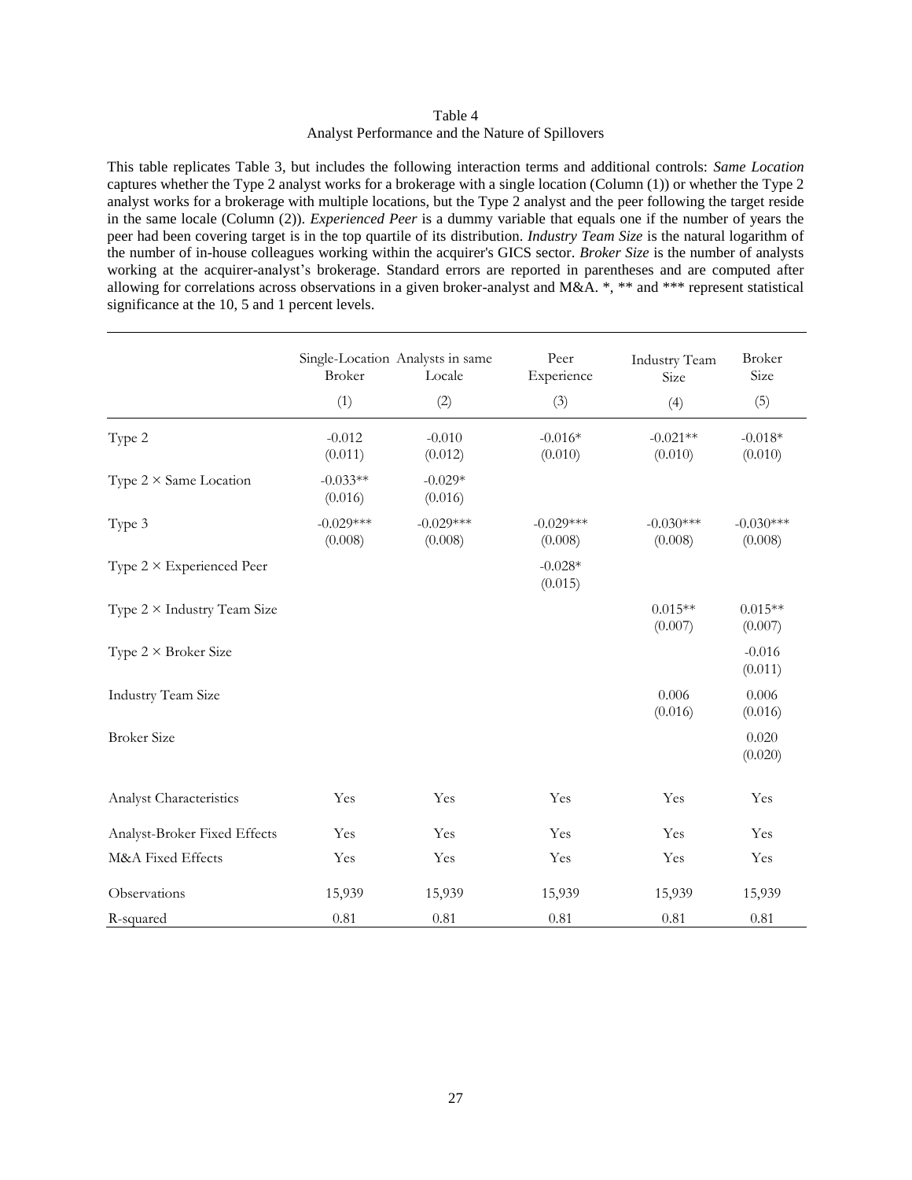Table 4
Analyst Performance and the Nature of Spillovers

This table replicates Table 3, but includes the following interaction terms and additional controls: *Same Location* captures whether the Type 2 analyst works for a brokerage with a single location (Column (1)) or whether the Type 2 analyst works for a brokerage with multiple locations, but the Type 2 analyst and the peer following the target reside in the same locale (Column (2)). *Experienced Peer* is a dummy variable that equals one if the number of years the peer had been covering target is in the top quartile of its distribution. *Industry Team Size* is the natural logarithm of the number of in-house colleagues working within the acquirer's GICS sector. *Broker Size* is the number of analysts working at the acquirer-analyst's brokerage. Standard errors are reported in parentheses and are computed after allowing for correlations across observations in a given broker-analyst and M&A. *, ** and *** represent statistical significance at the 10, 5 and 1 percent levels.

| | Single-Location Broker | Analysts in same Locale | Peer Experience | Industry Team Size | Broker Size |
|---|---|---|---|---|---|
| | (1) | (2) | (3) | (4) | (5) |
| Type 2 | -0.012 | -0.010 | -0.016* | -0.021** | -0.018* |
| | (0.011) | (0.012) | (0.010) | (0.010) | (0.010) |
| Type 2 × Same Location | -0.033** | -0.029* | | | |
| | (0.016) | (0.016) | | | |
| Type 3 | -0.029*** | -0.029*** | -0.029*** | -0.030*** | -0.030*** |
| | (0.008) | (0.008) | (0.008) | (0.008) | (0.008) |
| Type 2 × Experienced Peer | | | -0.028* | | |
| | | | (0.015) | | |
| Type 2 × Industry Team Size | | | | 0.015** | 0.015** |
| | | | | (0.007) | (0.007) |
| Type 2 × Broker Size | | | | | -0.016 |
| | | | | | (0.011) |
| Industry Team Size | | | | 0.006 | 0.006 |
| | | | | (0.016) | (0.016) |
| Broker Size | | | | | 0.020 |
| | | | | | (0.020) |
| Analyst Characteristics | Yes | Yes | Yes | Yes | Yes |
| Analyst-Broker Fixed Effects | Yes | Yes | Yes | Yes | Yes |
| M&A Fixed Effects | Yes | Yes | Yes | Yes | Yes |
| Observations | 15,939 | 15,939 | 15,939 | 15,939 | 15,939 |
| R-squared | 0.81 | 0.81 | 0.81 | 0.81 | 0.81 |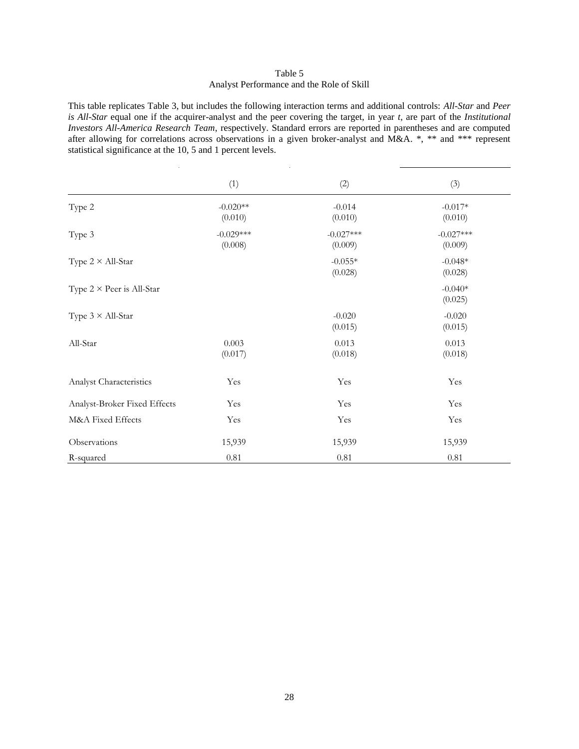Table 5
Analyst Performance and the Role of Skill

This table replicates Table 3, but includes the following interaction terms and additional controls: *All-Star* and *Peer is All-Star* equal one if the acquirer-analyst and the peer covering the target, in year *t*, are part of the *Institutional Investors All-America Research Team*, respectively. Standard errors are reported in parentheses and are computed after allowing for correlations across observations in a given broker-analyst and M&A. *, ** and *** represent statistical significance at the 10, 5 and 1 percent levels.

| | (1) | (2) | (3) |
|---|---|---|---|
| Type 2 | -0.020** | -0.014 | -0.017* |
| | (0.010) | (0.010) | (0.010) |
| Type 3 | -0.029*** | -0.027*** | -0.027*** |
| | (0.008) | (0.009) | (0.009) |
| Type 2 × All-Star | | -0.055* | -0.048* |
| | | (0.028) | (0.028) |
| Type 2 × Peer is All-Star | | | -0.040* |
| | | | (0.025) |
| Type 3 × All-Star | | -0.020 | -0.020 |
| | | (0.015) | (0.015) |
| All-Star | 0.003 | 0.013 | 0.013 |
| | (0.017) | (0.018) | (0.018) |
| Analyst Characteristics | Yes | Yes | Yes |
| Analyst-Broker Fixed Effects | Yes | Yes | Yes |
| M&A Fixed Effects | Yes | Yes | Yes |
| Observations | 15,939 | 15,939 | 15,939 |
| R-squared | 0.81 | 0.81 | 0.81 |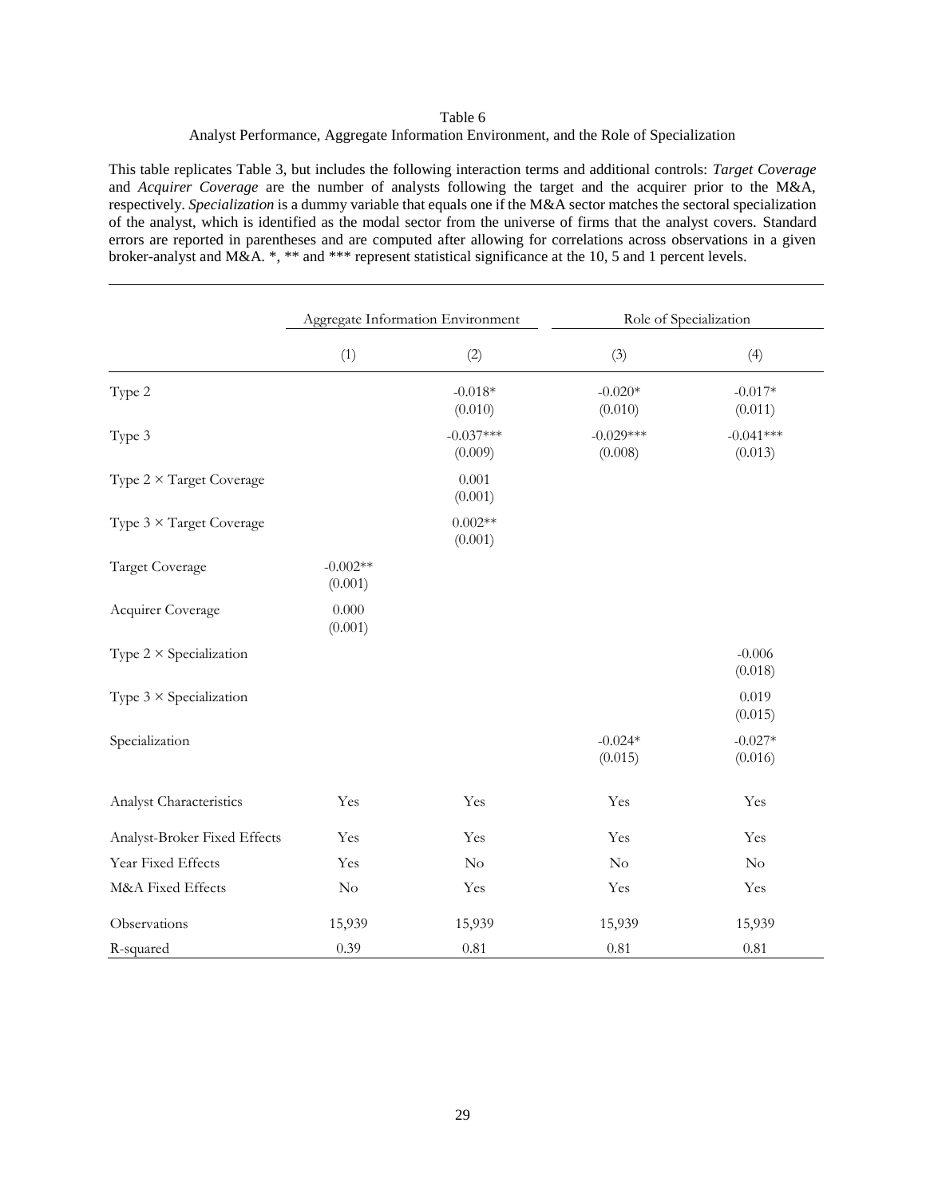Table 6
Analyst Performance, Aggregate Information Environment, and the Role of Specialization

This table replicates Table 3, but includes the following interaction terms and additional controls: *Target Coverage* and *Acquirer Coverage* are the number of analysts following the target and the acquirer prior to the M&A, respectively. *Specialization* is a dummy variable that equals one if the M&A sector matches the sectoral specialization of the analyst, which is identified as the modal sector from the universe of firms that the analyst covers. Standard errors are reported in parentheses and are computed after allowing for correlations across observations in a given broker-analyst and M&A. *, ** and *** represent statistical significance at the 10, 5 and 1 percent levels.

| | Aggregate Information Environment | | Role of Specialization | |
|---|---|---|---|---|
| | (1) | (2) | (3) | (4) |
| Type 2 | | -0.018* | -0.020* | -0.017* |
| | | (0.010) | (0.010) | (0.011) |
| Type 3 | | -0.037*** | -0.029*** | -0.041*** |
| | | (0.009) | (0.008) | (0.013) |
| Type 2 × Target Coverage | | 0.001 | | |
| | | (0.001) | | |
| Type 3 × Target Coverage | | 0.002** | | |
| | | (0.001) | | |
| Target Coverage | -0.002** | | | |
| | (0.001) | | | |
| Acquirer Coverage | 0.000 | | | |
| | (0.001) | | | |
| Type 2 × Specialization | | | | -0.006 |
| | | | | (0.018) |
| Type 3 × Specialization | | | | 0.019 |
| | | | | (0.015) |
| Specialization | | | -0.024* | -0.027* |
| | | | (0.015) | (0.016) |
| Analyst Characteristics | Yes | Yes | Yes | Yes |
| Analyst-Broker Fixed Effects | Yes | Yes | Yes | Yes |
| Year Fixed Effects | Yes | No | No | No |
| M&A Fixed Effects | No | Yes | Yes | Yes |
| Observations | 15,939 | 15,939 | 15,939 | 15,939 |
| R-squared | 0.39 | 0.81 | 0.81 | 0.81 |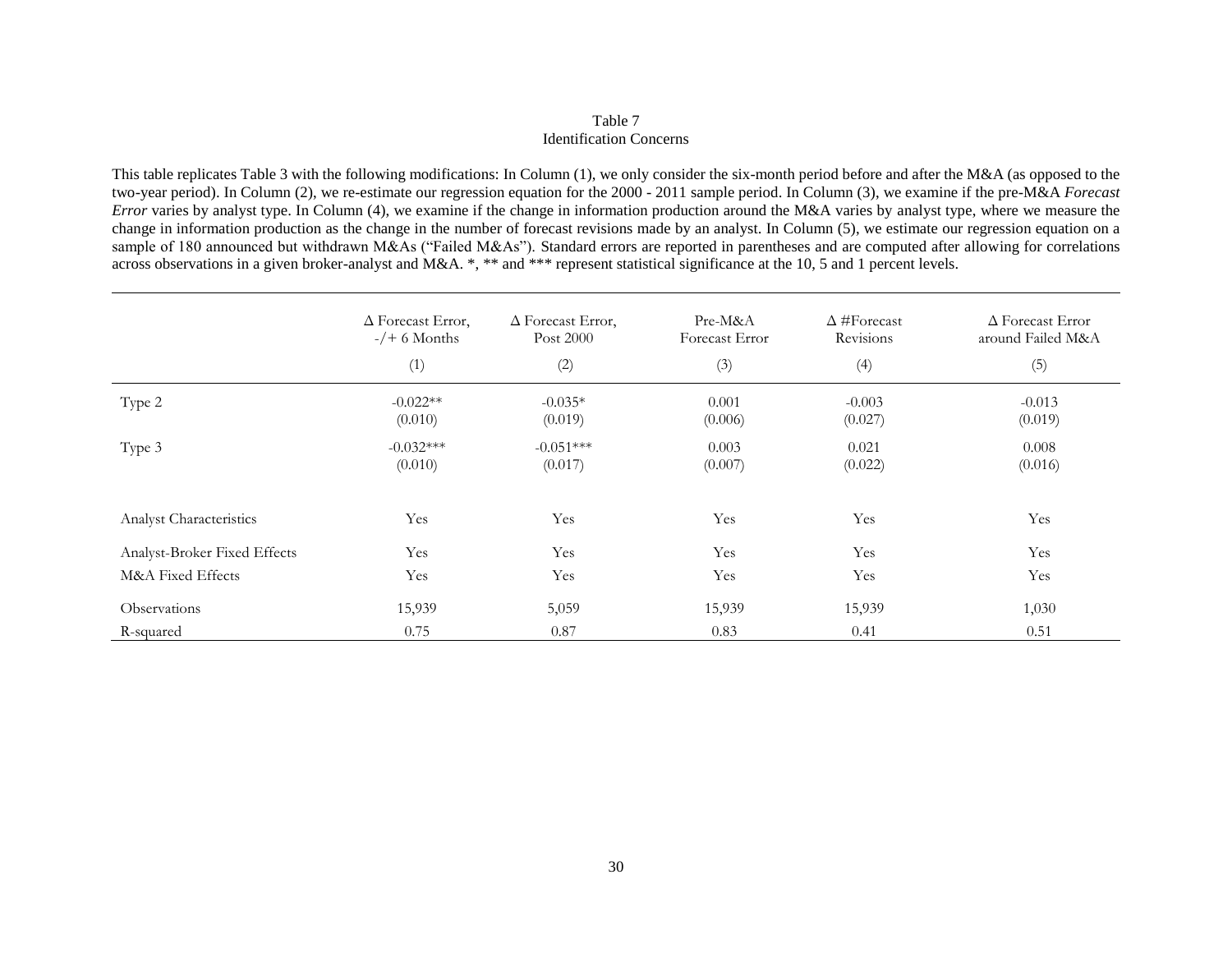Table 7
Identification Concerns

This table replicates Table 3 with the following modifications: In Column (1), we only consider the six-month period before and after the M&A (as opposed to the two-year period). In Column (2), we re-estimate our regression equation for the 2000 - 2011 sample period. In Column (3), we examine if the pre-M&A *Forecast Error* varies by analyst type. In Column (4), we examine if the change in information production around the M&A varies by analyst type, where we measure the change in information production as the change in the number of forecast revisions made by an analyst. In Column (5), we estimate our regression equation on a sample of 180 announced but withdrawn M&As ("Failed M&As"). Standard errors are reported in parentheses and are computed after allowing for correlations across observations in a given broker-analyst and M&A. *, ** and *** represent statistical significance at the 10, 5 and 1 percent levels.

| | Δ Forecast Error, -/+ 6 Months | Δ Forecast Error, Post 2000 | Pre-M&A Forecast Error | Δ #Forecast Revisions | Δ Forecast Error around Failed M&A |
|---|---|---|---|---|---|
| | (1) | (2) | (3) | (4) | (5) |
| Type 2 | -0.022** | -0.035* | 0.001 | -0.003 | -0.013 |
| | (0.010) | (0.019) | (0.006) | (0.027) | (0.019) |
| Type 3 | -0.032*** | -0.051*** | 0.003 | 0.021 | 0.008 |
| | (0.010) | (0.017) | (0.007) | (0.022) | (0.016) |
| Analyst Characteristics | Yes | Yes | Yes | Yes | Yes |
| Analyst-Broker Fixed Effects | Yes | Yes | Yes | Yes | Yes |
| M&A Fixed Effects | Yes | Yes | Yes | Yes | Yes |
| Observations | 15,939 | 5,059 | 15,939 | 15,939 | 1,030 |
| R-squared | 0.75 | 0.87 | 0.83 | 0.41 | 0.51 |